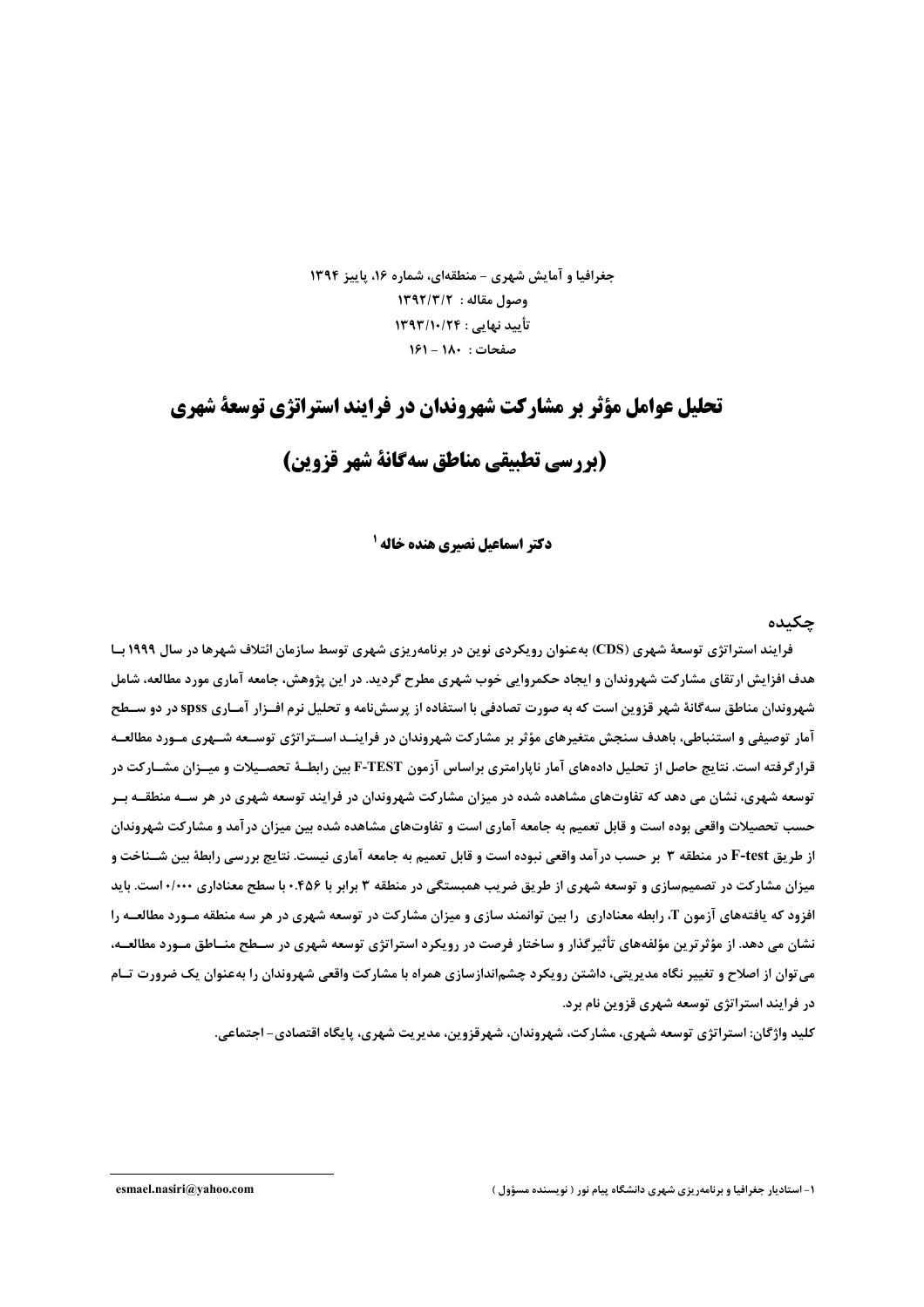جغرافیا و آمایش شهری - منطقه‌ای، شماره ۱۶، پاییز ۱۳۹۴

وصول مقاله : ۱۳۹۲/۳/۲

تأیید نهایی : ۱۳۹۳/۱۰/۲۴

صفحات : ۱۸۰ - ۱۶۱

# تحلیل عوامل مؤثر بر مشارکت شهروندان در فرایند استراتژی توسعهٔ شهری (بررسی تطبیقی مناطق سه‌گانهٔ شهر قزوین)

**دکتر اسماعیل نصیری هنده خاله [1]**

## چکیده

فرایند استراتژی توسعهٔ شهری (CDS) به‌عنوان رویکردی نوین در برنامه‌ریزی شهری توسط سازمان ائتلاف شهرها در سال ۱۹۹۹ با هدف افزایش ارتقای مشارکت شهروندان و ایجاد حکمروایی خوب شهری مطرح گردید. در این پژوهش، جامعه آماری مورد مطالعه، شامل شهروندان مناطق سه‌گانهٔ شهر قزوین است که به صورت تصادفی با استفاده از پرسش‌نامه و تحلیل نرم افزار آماری spss در دو سطح آمار توصیفی و استنباطی، باهدف سنجش متغیرهای مؤثر بر مشارکت شهروندان در فرایند استراتژی توسعه شهری مورد مطالعه قرارگرفته است. نتایج حاصل از تحلیل داده‌های آمار ناپارامتری براساس آزمون F-TEST بین رابطهٔ تحصیلات و میزان مشارکت در توسعه شهری، نشان می دهد که تفاوت‌های مشاهده شده در میزان مشارکت شهروندان در فرایند توسعه شهری در هر سه منطقه بر حسب تحصیلات واقعی بوده است و قابل تعمیم به جامعه آماری است و تفاوت‌های مشاهده شده بین میزان درآمد و مشارکت شهروندان از طریق F-test در منطقه ۳ بر حسب درآمد واقعی نبوده است و قابل تعمیم به جامعه آماری نیست. نتایج بررسی رابطهٔ بین شناخت و میزان مشارکت در تصمیم‌سازی و توسعه شهری از طریق ضریب همبستگی در منطقه ۳ برابر با ۰.۴۵۶ با سطح معناداری ۰/۰۰۰ است. باید افزود که یافته‌های آزمون T، رابطه معناداری را بین توانمند سازی و میزان مشارکت در توسعه شهری در هر سه منطقه مورد مطالعه را نشان می دهد. از مؤثرترین مؤلفه‌های تأثیرگذار و ساختار فرصت در رویکرد استراتژی توسعه شهری در سطح مناطق مورد مطالعه، می‌توان از اصلاح و تغییر نگاه مدیریتی، داشتن رویکرد چشم‌اندازسازی همراه با مشارکت واقعی شهروندان را به‌عنوان یک ضرورت تام در فرایند استراتژی توسعه شهری قزوین نام برد.

**کلید واژگان:** استراتژی توسعه شهری، مشارکت، شهروندان، شهرقزوین، مدیریت شهری، پایگاه اقتصادی- اجتماعی.

---

[1] - استادیار جغرافیا و برنامه‌ریزی شهری دانشگاه پیام نور ( نویسنده مسؤول ) esmael.nasiri@yahoo.com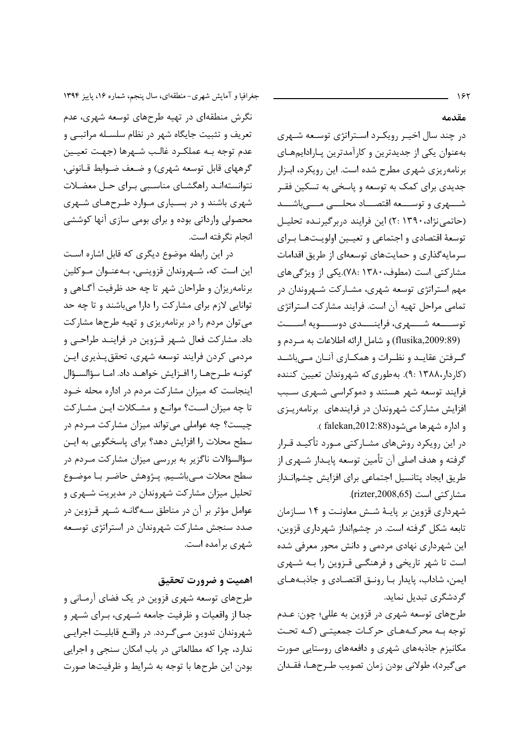## مقدمه

در چند سال اخیر رویکرد استراتژی توسعه شهری به‌عنوان یکی از جدیدترین و کارآمدترین پارادایم‌های برنامه‌ریزی شهری مطرح شده است. این رویکرد، ابزار جدیدی برای کمک به توسعه و پاسخی به تسکین فقر شهری و توسعه اقتصاد محلی می‌باشد (حاتمی‌نژاد، ۱۳۹۰ :۲) این فرایند دربرگیرنده تحلیل توسعهٔ اقتصادی و اجتماعی و تعیین اولویت‌ها برای سرمایه‌گذاری و حمایت‌های توسعه‌ای از طریق اقدامات مشارکتی است (مطوف، ۱۳۸۰ :۷۸).یکی از ویژگی‌های مهم استراتژی توسعه شهری، مشارکت شهروندان در تمامی مراحل تهیه آن است. فرایند مشارکت استراتژی توسعه شهری، فرایندی دوسویه است (flusika,2009:89) و شامل ارائه اطلاعات به مردم و گرفتن عقاید و نظرات و همکاری آنان می‌باشد (کاردار، ۱۳۸۸ :۹). به‌طوری‌که شهروندان تعیین کننده فرایند توسعه شهر هستند و دموکراسی شهری سبب افزایش مشارکت شهروندان در فرایندهای برنامه‌ریزی و اداره شهرها می‌شود(falekan,2012:88 ).

در این رویکرد روش‌های مشارکتی مورد تأکید قرار گرفته و هدف اصلی آن تأمین توسعه پایدار شهری از طریق ایجاد پتانسیل اجتماعی برای افزایش چشم‌انداز مشارکتی است (rizter,2008,65).

شهرداری قزوین بر پایهٔ شش معاونت و ۱۴ سازمان تابعه شکل گرفته است. در چشم‌انداز شهرداری قزوین، این شهرداری نهادی مردمی و دانش محور معرفی شده است تا شهر تاریخی و فرهنگی قزوین را به شهری ایمن، شاداب، پایدار با رونق اقتصادی و جاذبه‌های گردشگری تبدیل نماید.

طرح‌های توسعه شهری در قزوین به عللی؛ چون: عدم توجه به محرکه‌های حرکات جمعیتی (که تحت مکانیزم جاذبه‌های شهری و دافعه‌های روستایی صورت می‌گیرد)، طولانی بودن زمان تصویب طرح‌ها، فقدان نگرش منطقه‌ای در تهیه طرح‌های توسعه شهری، عدم تعریف و تثبیت جایگاه شهر در نظام سلسله مراتبی و عدم توجه به عملکرد غالب شهرها (جهت تعیین گرههای قابل توسعه شهری) و ضعف ضوابط قانونی، نتوانسته‌اند راهگشای مناسبی برای حل معضلات شهری باشند و در بسیاری موارد طرح‌های شهری محصولی وارداتی بوده و برای بومی سازی آنها کوششی انجام نگرفته است.

در این رابطه موضوع دیگری که قابل اشاره است این است که، شهروندان قزوینی، به‌عنوان موکلین برنامه‌ریزان و طراحان شهر تا چه حد ظرفیت آگاهی و توانایی لازم برای مشارکت را دارا می‌باشند و تا چه حد می‌توان مردم را در برنامه‌ریزی و تهیه طرح‌ها مشارکت داد. مشارکت فعال شهر قزوین در فرایند طراحی و مردمی کردن فرایند توسعه شهری، تحقق‌پذیری این گونه طرح‌ها را افزایش خواهد داد. اما سؤالسؤال اینجاست که میزان مشارکت مردم در اداره محله خود تا چه میزان است؟ موانع و مشکلات این مشارکت چیست؟ چه عواملی می‌تواند میزان مشارکت مردم در سطح محلات را افزایش دهد؟ برای پاسخگویی به این سؤالسؤالات ناگزیر به بررسی میزان مشارکت مردم در سطح محلات می‌باشیم. پژوهش حاضر با موضوع تحلیل میزان مشارکت شهروندان در مدیریت شهری و عوامل مؤثر بر آن در مناطق سه‌گانه شهر قزوین در صدد سنجش مشارکت شهروندان در استراتژی توسعه شهری برآمده است.

## اهمیت و ضرورت تحقیق

طرح‌های توسعه شهری قزوین در یک فضای آرمانی و جدا از واقعیات و ظرفیت جامعه شهری، برای شهر و شهروندان تدوین می‌گردد. در واقع قابلیت اجرایی ندارد، چرا که مطالعاتی در باب امکان سنجی و اجرایی بودن این طرح‌ها با توجه به شرایط و ظرفیت‌ها صورت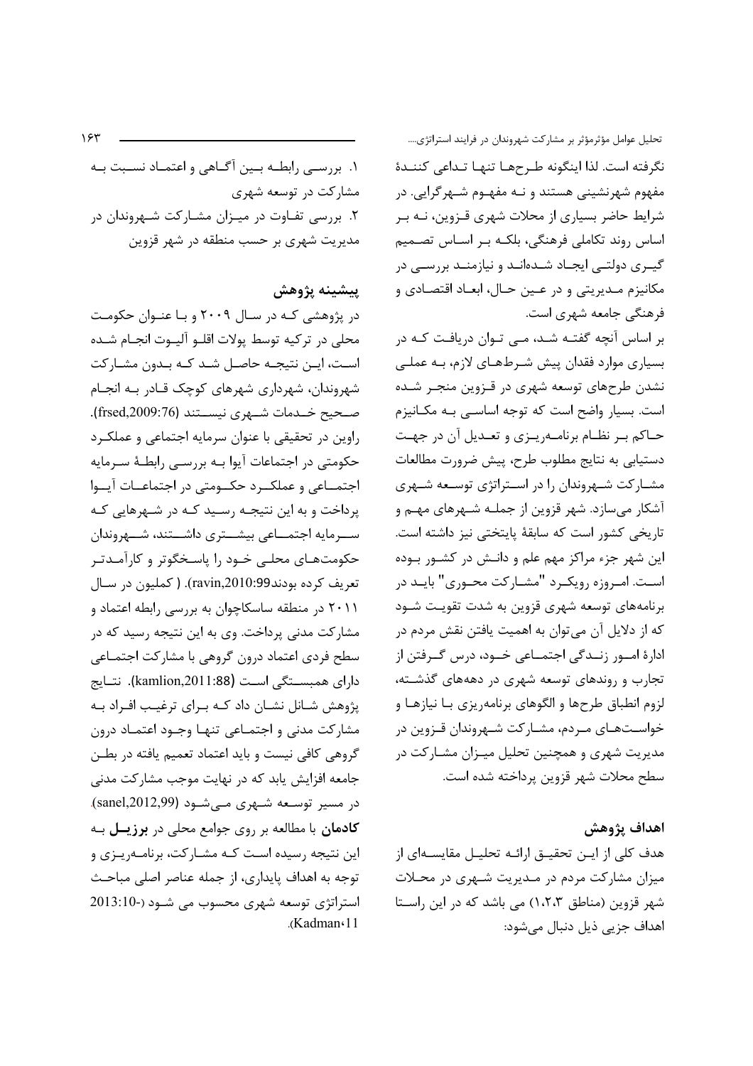نگرفته است. لذا اینگونه طرح‌ها تنها تداعی کنندهٔ مفهوم شهرنشینی هستند و نه مفهوم شهرگرایی. در شرایط حاضر بسیاری از محلات شهری قزوین، نه بر اساس روند تکاملی فرهنگی، بلکه بر اساس تصمیم گیری دولتی ایجاد شده‌اند و نیازمند بررسی در مکانیزم مدیریتی و در عین حال، ابعاد اقتصادی و فرهنگی جامعه شهری است.

بر اساس آنچه گفته شد، می توان دریافت که در بسیاری موارد فقدان پیش شرط‌های لازم، به عملی نشدن طرح‌های توسعه شهری در قزوین منجر شده است. بسیار واضح است که توجه اساسی به مکانیزم حاکم بر نظام برنامه‌ریزی و تعدیل آن در جهت دستیابی به نتایج مطلوب طرح، پیش ضرورت مطالعات مشارکت شهروندان را در استراتژی توسعه شهری آشکار می‌سازد. شهر قزوین از جمله شهرهای مهم و تاریخی کشور است که سابقهٔ پایتختی نیز داشته است. این شهر جزء مراکز مهم علم و دانش در کشور بوده است. امروزه رویکرد "مشارکت محوری" باید در برنامه‌های توسعه شهری قزوین به شدت تقویت شود که از دلایل آن می‌توان به اهمیت یافتن نقش مردم در ادارهٔ امور زندگی اجتماعی خود، درس گرفتن از تجارب و روندهای توسعه شهری در دهه‌های گذشته، لزوم انطباق طرح‌ها و الگوهای برنامه‌ریزی با نیازها و خواسته‌های مردم، مشارکت شهروندان قزوین در مدیریت شهری و همچنین تحلیل میزان مشارکت در سطح محلات شهر قزوین پرداخته شده است.

## اهداف پژوهش

هدف کلی از این تحقیق ارائه تحلیل مقایسه‌ای از میزان مشارکت مردم در مدیریت شهری در محلات شهر قزوین (مناطق ۱،۲،۳) می باشد که در این راستا اهداف جزیی ذیل دنبال می‌شود:

۱. بررسی رابطه بین آگاهی و اعتماد نسبت به مشارکت در توسعه شهری

۲. بررسی تفاوت در میزان مشارکت شهروندان در مدیریت شهری بر حسب منطقه در شهر قزوین

## پیشینه پژوهش

در پژوهشی که در سال ۲۰۰۹ و با عنوان حکومت محلی در ترکیه توسط پولات اقلو آلیوت انجام شده است، این نتیجه حاصل شد که بدون مشارکت شهروندان، شهرداری شهرهای کوچک قادر به انجام صحیح خدمات شهری نیستند (frsed,2009:76). راوین در تحقیقی با عنوان سرمایه اجتماعی و عملکرد حکومتی در اجتماعات آیوا به بررسی رابطهٔ سرمایه اجتماعی و عملکرد حکومتی در اجتماعات آیوا پرداخت و به این نتیجه رسید که در شهرهایی که سرمایه اجتماعی بیشتری داشتند، شهروندان حکومت‌های محلی خود را پاسخگوتر و کارآمدتر تعریف کرده بودند(ravin,2010:99). ( کملیون در سال ۲۰۱۱ در منطقه ساسکاچوان به بررسی رابطه اعتماد و مشارکت مدنی پرداخت. وی به این نتیجه رسید که در سطح فردی اعتماد درون گروهی با مشارکت اجتماعی دارای همبستگی است (kamlion,2011:88). نتایج پژوهش شانل نشان داد که برای ترغیب افراد به مشارکت مدنی و اجتماعی تنها وجود اعتماد درون گروهی کافی نیست و باید اعتماد تعمیم یافته در بطن جامعه افزایش یابد که در نهایت موجب مشارکت مدنی در مسیر توسعه شهری می‌شود (sanel,2012,99). **کادمان** با مطالعه بر روی جوامع محلی در **برزیل** به این نتیجه رسیده است که مشارکت، برنامه‌ریزی و توجه به اهداف پایداری، از جمله عناصر اصلی مباحث استراتژی توسعه شهری محسوب می شود (2013:10-Kadman،11).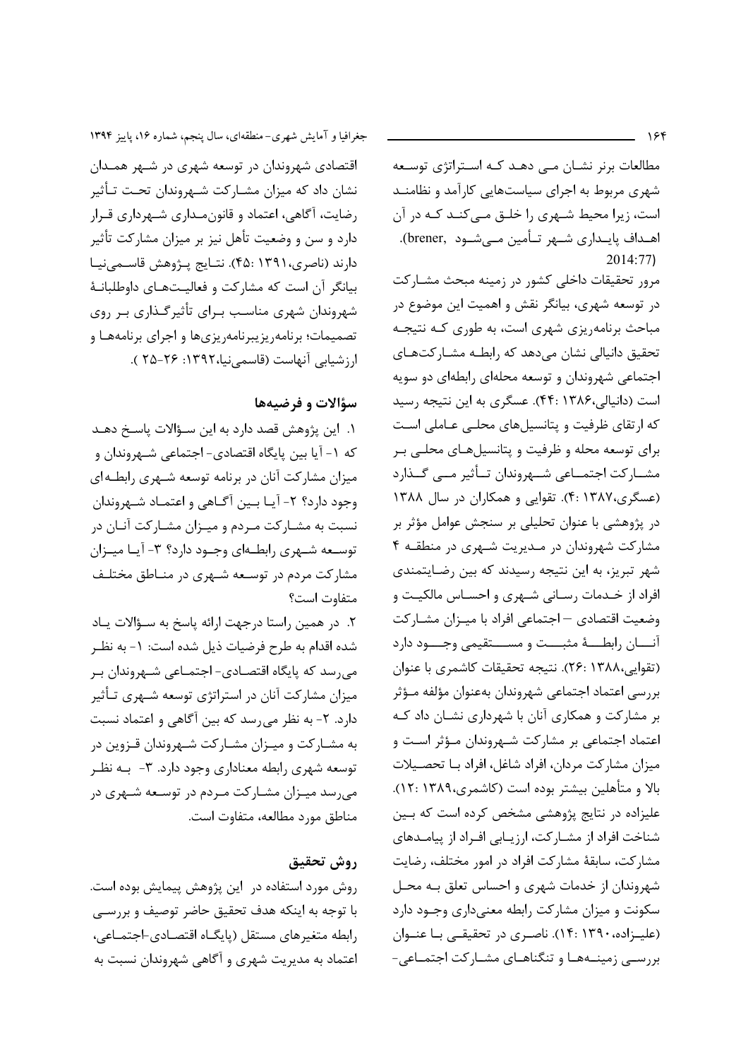مطالعات برنر نشان می دهد که استراتژی توسعه شهری مربوط به اجرای سیاست‌هایی کارآمد و نظامند است، زیرا محیط شهری را خلق می‌کند که در آن اهداف پایداری شهر تأمین می‌شود (brener, 2014:77).

مرور تحقیقات داخلی کشور در زمینه مبحث مشارکت در توسعه شهری، بیانگر نقش و اهمیت این موضوع در مباحث برنامه‌ریزی شهری است، به طوری که نتیجه تحقیق دانیالی نشان می‌دهد که رابطه مشارکت‌های اجتماعی شهروندان و توسعه محله‌ای رابطه‌ای دو سویه است (دانیالی،۱۳۸۶ :۴۴). عسگری به این نتیجه رسید که ارتقای ظرفیت و پتانسیل‌های محلی عاملی است برای توسعه محله و ظرفیت و پتانسیل‌های محلی بر مشارکت اجتماعی شهروندان تأثیر می گذارد (عسگری،۱۳۸۷ :۴). تقوایی و همکاران در سال ۱۳۸۸ در پژوهشی با عنوان تحلیلی بر سنجش عوامل مؤثر بر مشارکت شهروندان در مدیریت شهری در منطقه ۴ شهر تبریز، به این نتیجه رسیدند که بین رضایتمندی افراد از خدمات رسانی شهری و احساس مالکیت و وضعیت اقتصادی – اجتماعی افراد با میزان مشارکت آنان رابطهٔ مثبت و مستقیمی وجود دارد (تقوایی،۱۳۸۸ :۲۶). نتیجه تحقیقات کاشمری با عنوان بررسی اعتماد اجتماعی شهروندان به‌عنوان مؤلفه مؤثر بر مشارکت و همکاری آنان با شهرداری نشان داد که اعتماد اجتماعی بر مشارکت شهروندان مؤثر است و میزان مشارکت مردان، افراد شاغل، افراد با تحصیلات بالا و متأهلین بیشتر بوده است (کاشمری،۱۳۸۹ :۱۲). علیزاده در نتایج پژوهشی مشخص کرده است که بین شناخت افراد از مشارکت، ارزیابی افراد از پیامدهای مشارکت، سابقهٔ مشارکت افراد در امور مختلف، رضایت شهروندان از خدمات شهری و احساس تعلق به محل سکونت و میزان مشارکت رابطه معنی‌داری وجود دارد (علیزاده، ۱۳۹۰ :۱۴). ناصری در تحقیقی با عنوان بررسی زمینه‌ها و تنگناهای مشارکت اجتماعی-اقتصادی شهروندان در توسعه شهری در شهر همدان نشان داد که میزان مشارکت شهروندان تحت تأثیر رضایت، آگاهی، اعتماد و قانون‌مداری شهرداری قرار دارد و سن و وضعیت تأهل نیز بر میزان مشارکت تأثیر دارند (ناصری،۱۳۹۱ :۴۵). نتایج پژوهش قاسمی‌نیا بیانگر آن است که مشارکت و فعالیت‌های داوطلبانهٔ شهروندان شهری مناسب برای تأثیرگذاری بر روی تصمیمات؛ برنامه‌ریزیبرنامه‌ریزی‌ها و اجرای برنامه‌ها و ارزشیابی آنهاست (قاسمی‌نیا،۱۳۹۲: ۲۶-۲۵ ).

## سؤالات و فرضیه‌ها

۱. این پژوهش قصد دارد به این سؤالات پاسخ دهد که ۱- آیا بین پایگاه اقتصادی- اجتماعی شهروندان و میزان مشارکت آنان در برنامه توسعه شهری رابطه‌ای وجود دارد؟ ۲- آیا بین آگاهی و اعتماد شهروندان نسبت به مشارکت مردم و میزان مشارکت آنان در توسعه شهری رابطه‌ای وجود دارد؟ ۳- آیا میزان مشارکت مردم در توسعه شهری در مناطق مختلف متفاوت است؟

۲. در همین راستا درجهت ارائه پاسخ به سؤالات یاد شده اقدام به طرح فرضیات ذیل شده است: ۱- به نظر می‌رسد که پایگاه اقتصادی- اجتماعی شهروندان بر میزان مشارکت آنان در استراتژی توسعه شهری تأثیر دارد. ۲- به نظر می‌رسد که بین آگاهی و اعتماد نسبت به مشارکت و میزان مشارکت شهروندان قزوین در توسعه شهری رابطه معناداری وجود دارد. ۳- به نظر می‌رسد میزان مشارکت مردم در توسعه شهری در مناطق مورد مطالعه، متفاوت است.

## روش تحقیق

روش مورد استفاده در این پژوهش پیمایش بوده است. با توجه به اینکه هدف تحقیق حاضر توصیف و بررسی رابطه متغیرهای مستقل (پایگاه اقتصادی-اجتماعی، اعتماد به مدیریت شهری و آگاهی شهروندان نسبت به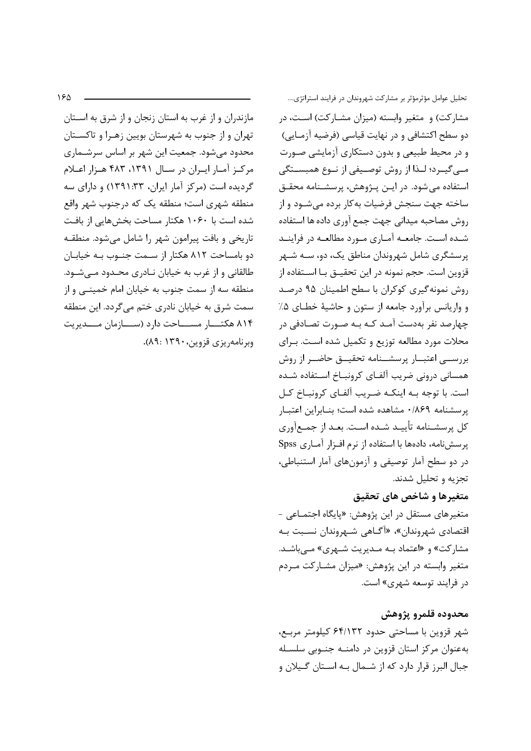مشارکت) و متغیر وابسته (میزان مشارکت) است، در دو سطح اکتشافی و در نهایت قیاسی (فرضیه آزمایی) و در محیط طبیعی و بدون دستکاری آزمایشی صورت می‌گیرد؛ لذا از روش توصیفی از نوع همبستگی استفاده می‌شود. در این پژوهش، پرسشنامه محقق ساخته جهت سنجش فرضیات به‌کار برده می‌شود و از روش مصاحبه میدانی جهت جمع آوری داده ها استفاده شده است. جامعه آماری مورد مطالعه در فرایند پرسشگری شامل شهروندان مناطق یک، دو، سه شهر قزوین است. حجم نمونه در این تحقیق با استفاده از روش نمونه‌گیری کوکران با سطح اطمینان ۹۵ درصد و واریانس برآورد جامعه از ستون و حاشیهٔ خطای ۵٪ چهارصد نفر به‌دست آمد که به صورت تصادفی در محلات مورد مطالعه توزیع و تکمیل شده است. برای بررسی اعتبار پرسشنامه تحقیق حاضر از روش همسانی درونی ضریب آلفای کرونباخ استفاده شده است. با توجه به اینکه ضریب آلفای کرونباخ کل پرسشنامه ۰/۸۶۹ مشاهده شده است؛ بنابراین اعتبار کل پرسشنامه تأیید شده است. بعد از جمع‌آوری پرسش‌نامه، داده‌ها با استفاده از نرم افزار آماری Spss در دو سطح آمار توصیفی و آزمون‌های آمار استنباطی، تجزیه و تحلیل شدند.

### متغیرها و شاخص های تحقیق

متغیرهای مستقل در این پژوهش: «پایگاه اجتماعی - اقتصادی شهروندان»، «آگاهی شهروندان نسبت به مشارکت» و «اعتماد به مدیریت شهری» می‌باشد. متغیر وابسته در این پژوهش: «میزان مشارکت مردم در فرایند توسعه شهری» است.

### محدوده قلمرو پژوهش

شهر قزوین با مساحتی حدود ۶۴/۱۳۲ کیلومتر مربع، به‌عنوان مرکز استان قزوین در دامنه جنوبی سلسله جبال البرز قرار دارد که از شمال به استان گیلان و مازندران و از غرب به استان زنجان و از شرق به استان تهران و از جنوب به شهرستان بویین زهرا و تاکستان محدود می‌شود. جمعیت این شهر بر اساس سرشماری مرکز آمار ایران در سال ۱۳۹۱، ۴۸۳ هزار اعلام گردیده است (مرکز آمار ایران، ۱۳۹۱:۳۳) و دارای سه منطقه شهری است؛ منطقه یک که درجنوب شهر واقع شده است با ۱۰۶۰ هکتار مساحت بخش‌هایی از بافت تاریخی و بافت پیرامون شهر را شامل می‌شود. منطقه دو بامساحت ۸۱۲ هکتار از سمت جنوب به خیابان طالقانی و از غرب به خیابان نادری محدود می‌شود. منطقه سه از سمت جنوب به خیابان امام خمینی و از سمت شرق به خیابان نادری ختم می‌گردد. این منطقه ۸۱۴ هکتار مساحت دارد (سازمان مدیریت وبرنامه‌ریزی قزوین، ۱۳۹۰ :۸۹).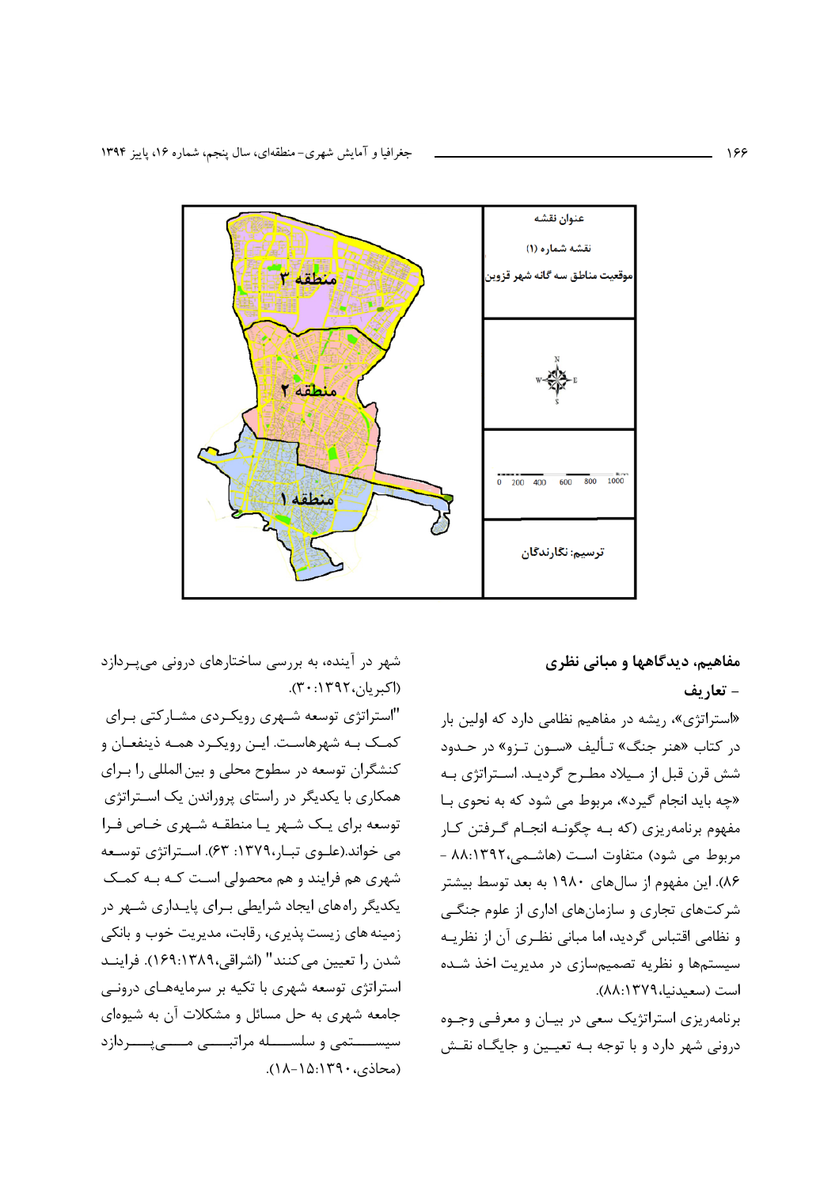عنوان نقشه

نقشه شماره (۱)

موقعیت مناطق سه گانه شهر قزوین

ترسیم: نگارندگان

## مفاهیم، دیدگاهها و مبانی نظری

### - تعاریف

«استراتژی»، ریشه در مفاهیم نظامی دارد که اولین بار در کتاب «هنر جنگ» تألیف «سون تزو» در حدود شش قرن قبل از میلاد مطرح گردید. استراتژی به «چه باید انجام گیرد»، مربوط می شود که به نحوی با مفهوم برنامه‌ریزی (که به چگونه انجام گرفتن کار مربوط می شود) متفاوت است (هاشمی،۱۳۹۲: ۸۸ - ۸۶). این مفهوم از سال‌های ۱۹۸۰ به بعد توسط بیشتر شرکت‌های تجاری و سازمان‌های اداری از علوم جنگی و نظامی اقتباس گردید، اما مبانی نظری آن از نظریه سیستم‌ها و نظریه تصمیم‌سازی در مدیریت اخذ شده است (سعیدنیا،۱۳۷۹: ۸۸).

برنامه‌ریزی استراتژیک سعی در بیان و معرفی وجوه درونی شهر دارد و با توجه به تعیین و جایگاه نقش شهر در آینده، به بررسی ساختارهای درونی می‌پردازد (اکبریان،۱۳۹۲: ۳۰).

"استراتژی توسعه شهری رویکردی مشارکتی برای کمک به شهرهاست. این رویکرد همه ذینفعان و کنشگران توسعه در سطوح محلی و بین‌المللی را برای همکاری با یکدیگر در راستای پروراندن یک استراتژی توسعه برای یک شهر یا منطقه شهری خاص فرا می خواند.(علوی تبار،۱۳۷۹: ۶۳). استراتژی توسعه شهری هم فرایند و هم محصولی است که به کمک یکدیگر راه‌های ایجاد شرایطی برای پایداری شهر در زمینه های زیست پذیری، رقابت، مدیریت خوب و بانکی شدن را تعیین می‌کنند" (اشراقی،۱۳۸۹: ۱۶۹). فرایند استراتژی توسعه شهری با تکیه بر سرمایه‌های درونی جامعه شهری به حل مسائل و مشکلات آن به شیوه‌ای سیستمی و سلسله مراتبی می‌پردازد (محاذی،۱۳۹۰: ۱۵-۱۸).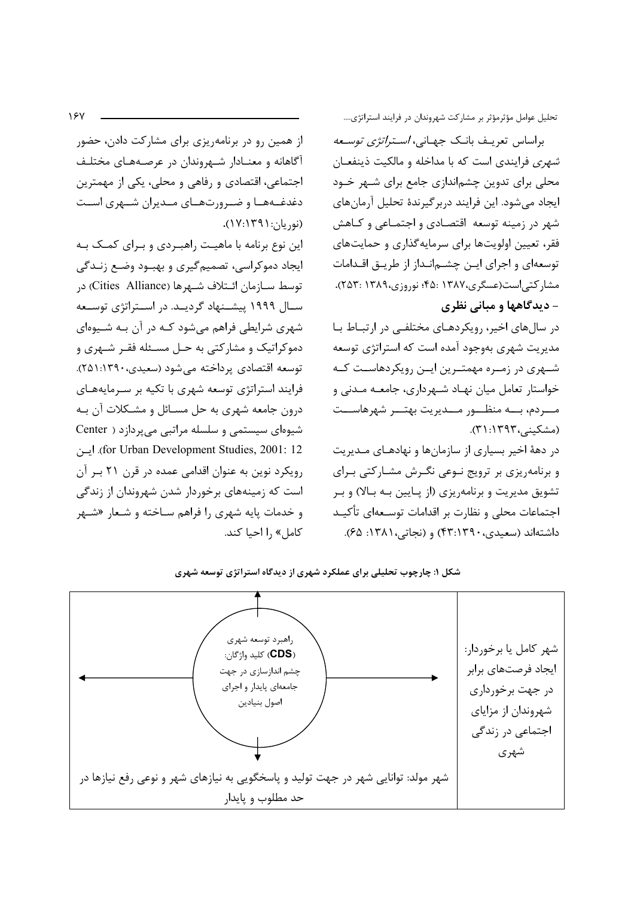براساس تعریف بانک جهانی، *استراتژی توسعه شهری* فرایندی است که با مداخله و مالکیت ذینفعان محلی برای تدوین چشم‌اندازی جامع برای شهر خود ایجاد می‌شود. این فرایند دربرگیرندهٔ تحلیل آرمان‌های شهر در زمینه توسعه اقتصادی و اجتماعی و کاهش فقر، تعیین اولویت‌ها برای سرمایه‌گذاری و حمایت‌های توسعه‌ای و اجرای این چشم‌انداز از طریق اقدامات مشارکتی‌است(عسگری،۱۳۸۷ :۴۵؛ نوروزی،۱۳۸۹ :۲۵۳).

## - دیدگاهها و مبانی نظری

در سال‌های اخیر، رویکردهای مختلفی در ارتباط با مدیریت شهری به‌وجود آمده است که استراتژی توسعه شهری در زمره مهمترین این رویکردهاست که خواستار تعامل میان نهاد شهرداری، جامعه مدنی و مردم، به منظور مدیریت بهتر شهرهاست (مشکینی،۱۳۹۳:۳۱).

در دههٔ اخیر بسیاری از سازمان‌ها و نهادهای مدیریت و برنامه‌ریزی بر ترویج نوعی نگرش مشارکتی برای تشویق مدیریت و برنامه‌ریزی (از پایین به بالا) و بر اجتماعات محلی و نظارت بر اقدامات توسعه‌ای تأکید داشته‌اند (سعیدی،۱۳۹۰:۴۳) و (نجاتی،۱۳۸۱: ۶۵).

از همین رو در برنامه‌ریزی برای مشارکت دادن، حضور آگاهانه و معنادار شهروندان در عرصه‌های مختلف اجتماعی، اقتصادی و رفاهی و محلی، یکی از مهمترین دغدغه‌ها و ضرورت‌های مدیران شهری است (نوریان:۱۳۹۱:۱۷).

این نوع برنامه با ماهیت راهبردی و برای کمک به ایجاد دموکراسی، تصمیم‌گیری و بهبود وضع زندگی توسط سازمان ائتلاف شهرها (Cities Alliance) در سال ۱۹۹۹ پیشنهاد گردید. در استراتژی توسعه شهری شرایطی فراهم می‌شود که در آن به شیوه‌ای دموکراتیک و مشارکتی به حل مسئله فقر شهری و توسعه اقتصادی پرداخته می‌شود (سعیدی،۱۳۹۰:۲۵۱). فرایند استراتژی توسعه شهری با تکیه بر سرمایه‌های درون جامعه شهری به حل مسائل و مشکلات آن به شیوه‌ای سیستمی و سلسله مراتبی می‌پردازد ( Center for Urban Development Studies, 2001: 12). این رویکرد نوین به عنوان اقدامی عمده در قرن ۲۱ بر آن است که زمینه‌های برخوردار شدن شهروندان از زندگی و خدمات پایه شهری را فراهم ساخته و شعار «شهر کامل» را احیا کند.

**شکل ۱: چارچوب تحلیلی برای عملکرد شهری از دیدگاه استراتژی توسعه شهری**

راهبرد توسعه شهری (CDS) کلید واژگان: چشم اندازسازی در جهت جامعه‌ای پایدار و اجرای اصول بنیادین

شهر کامل یا برخوردار: ایجاد فرصت‌های برابر در جهت برخورداری شهروندان از مزایای اجتماعی در زندگی شهری

شهر مولد: توانایی شهر در جهت تولید و پاسخگویی به نیازهای شهر و نوعی رفع نیازها در حد مطلوب و پایدار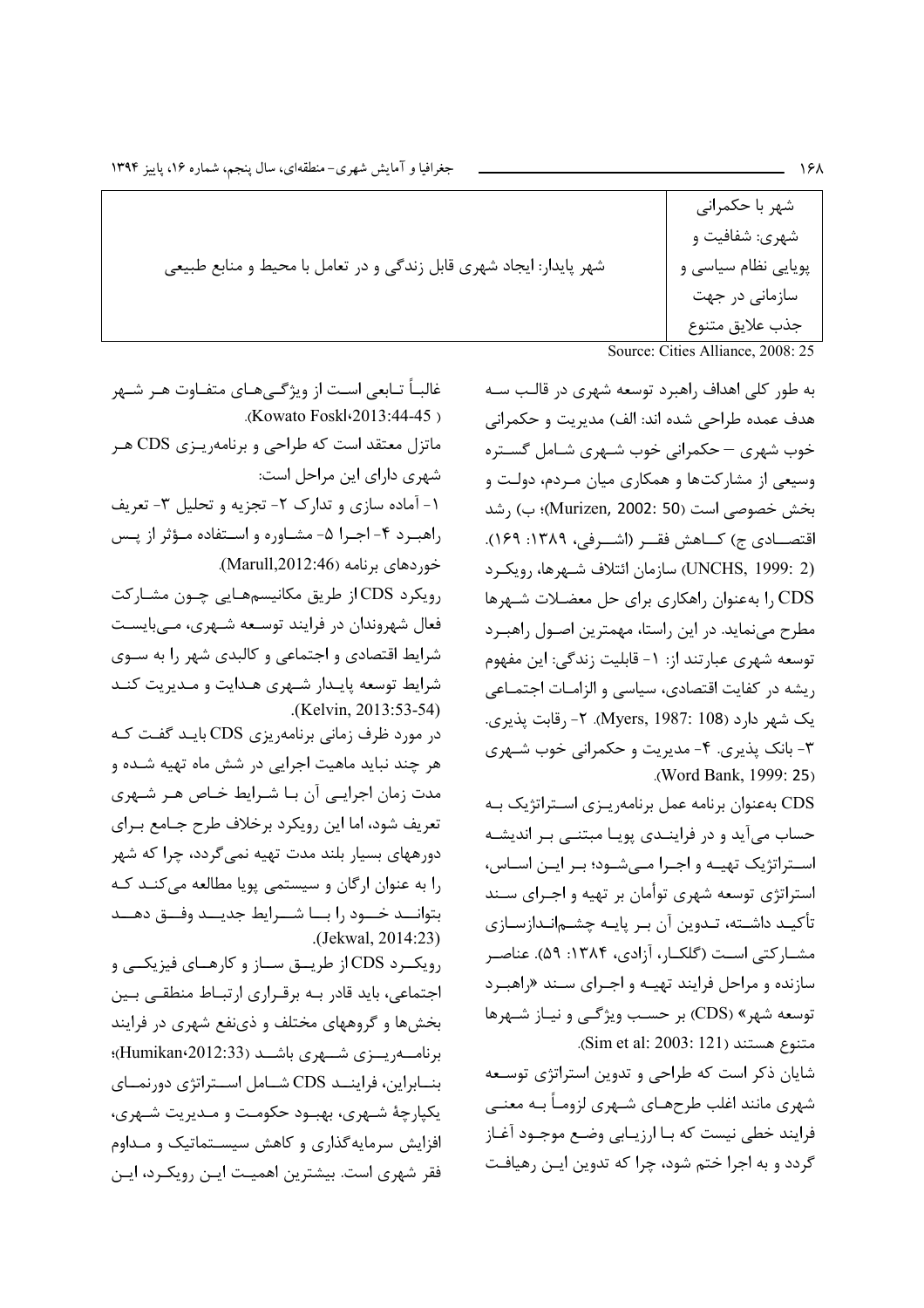| شهر با حکمرانی شهری: شفافیت و پویایی نظام سیاسی و سازمانی در جهت جذب علایق متنوع | شهر پایدار: ایجاد شهری قابل زندگی و در تعامل با محیط و منابع طبیعی |
|---|---|

Source: Cities Alliance, 2008: 25

به طور کلی اهداف راهبرد توسعه شهری در قالب سه هدف عمده طراحی شده اند: الف) مدیریت و حکمرانی خوب شهری – حکمرانی خوب شهری شامل گستره وسیعی از مشارکت‌ها و همکاری میان مردم، دولت و بخش خصوصی است (Murizen, 2002: 50)؛ ب) رشد اقتصادی ج) کاهش فقر (اشرفی، ۱۳۸۹: ۱۶۹). (UNCHS, 1999: 2) سازمان ائتلاف شهرها، رویکرد CDS را به‌عنوان راهکاری برای حل معضلات شهرها مطرح می‌نماید. در این راستا، مهمترین اصول راهبرد توسعه شهری عبارتند از: ۱- قابلیت زندگی: این مفهوم ریشه در کفایت اقتصادی، سیاسی و الزامات اجتماعی یک شهر دارد (Myers, 1987: 108). ۲- رقابت پذیری. ۳- بانک پذیری. ۴- مدیریت و حکمرانی خوب شهری (Word Bank, 1999: 25).

CDS به‌عنوان برنامه عمل برنامه‌ریزی استراتژیک به حساب می‌آید و در فرایندی پویا مبتنی بر اندیشه استراتژیک تهیه و اجرا می‌شود؛ بر این اساس، استراتژی توسعه شهری توأمان بر تهیه و اجرای سند تأکید داشته، تدوین آن بر پایه چشم‌اندازسازی مشارکتی است (گلکار، آزادی، ۱۳۸۴: ۵۹). عناصر سازنده و مراحل فرایند تهیه و اجرای سند «راهبرد توسعه شهر» (CDS) بر حسب ویژگی و نیاز شهرها متنوع هستند (Sim et al: 2003: 121).

شایان ذکر است که طراحی و تدوین استراتژی توسعه شهری مانند اغلب طرح‌های شهری لزوماً به معنی فرایند خطی نیست که با ارزیابی وضع موجود آغاز گردد و به اجرا ختم شود، چرا که تدوین این رهیافت غالباً تابعی است از ویژگی‌های متفاوت هر شهر (Kowato Foskl،2013:44-45).

ماتزل معتقد است که طراحی و برنامه‌ریزی CDS هر شهری دارای این مراحل است:

۱- آماده سازی و تدارک ۲- تجزیه و تحلیل ۳- تعریف راهبرد ۴- اجرا ۵- مشاوره و استفاده مؤثر از پس خوردهای برنامه (Marull,2012:46).

رویکرد CDS از طریق مکانیسم‌هایی چون مشارکت فعال شهروندان در فرایند توسعه شهری، می‌بایست شرایط اقتصادی و اجتماعی و کالبدی شهر را به سوی شرایط توسعه پایدار شهری هدایت و مدیریت کند (Kelvin, 2013:53-54).

در مورد ظرف زمانی برنامه‌ریزی CDS باید گفت که هر چند نباید ماهیت اجرایی در شش ماه تهیه شده و مدت زمان اجرایی آن با شرایط خاص هر شهری تعریف شود، اما این رویکرد برخلاف طرح جامع برای دورههای بسیار بلند مدت تهیه نمی‌گردد، چرا که شهر را به عنوان ارگان و سیستمی پویا مطالعه می‌کند که بتواند خود را با شرایط جدید وفق دهد (Jekwal, 2014:23).

رویکرد CDS از طریق ساز و کارهای فیزیکی و اجتماعی، باید قادر به برقراری ارتباط منطقی بین بخش‌ها و گروههای مختلف و ذی‌نفع شهری در فرایند برنامه‌ریزی شهری باشد (Humikan،2012:33)؛ بنابراین، فرایند CDS شامل استراتژی دورنمای یکپارچهٔ شهری، بهبود حکومت و مدیریت شهری، افزایش سرمایه‌گذاری و کاهش سیستماتیک و مداوم فقر شهری است. بیشترین اهمیت این رویکرد، این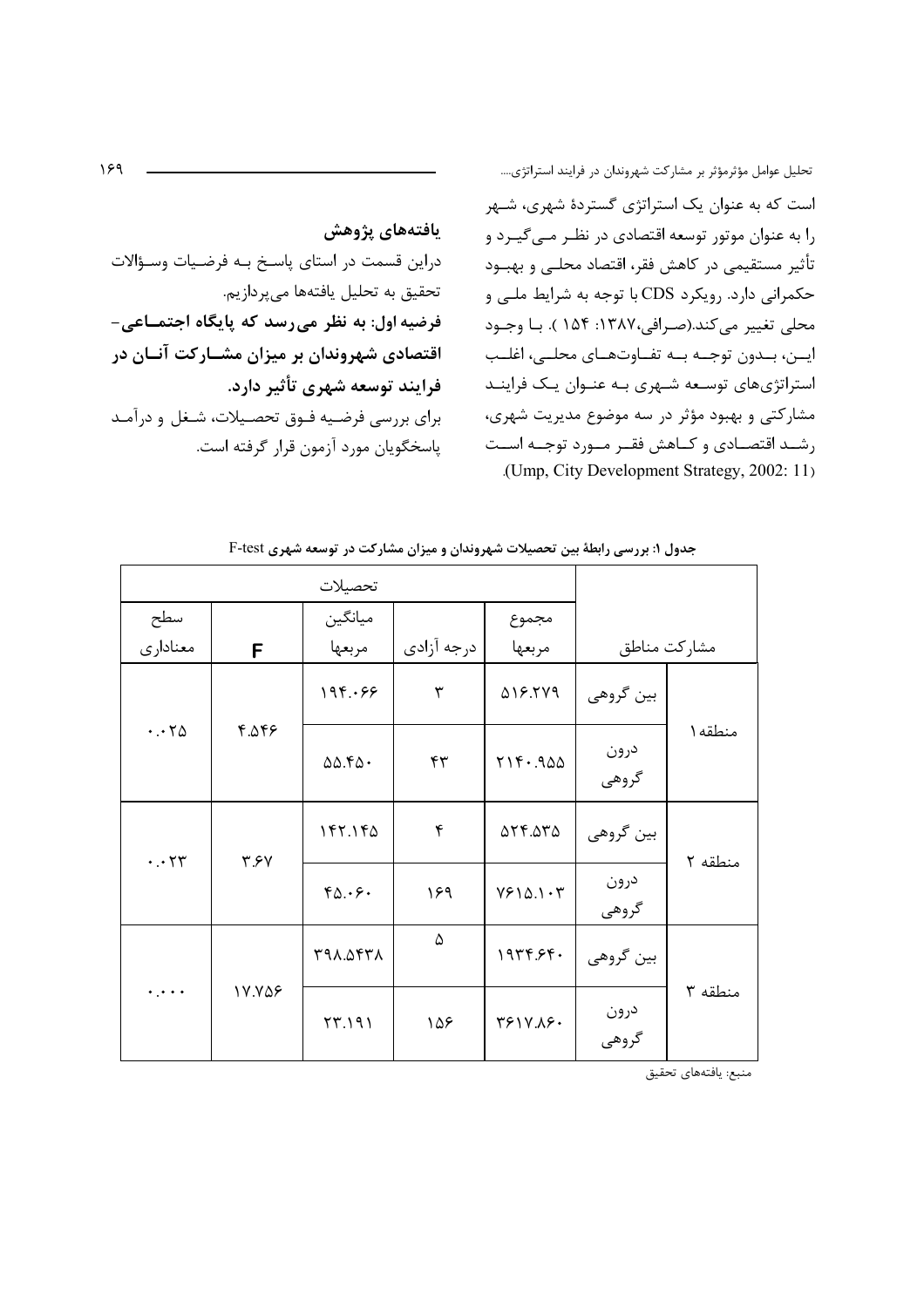است که به عنوان یک استراتژی گستردهٔ شهری، شهر را به عنوان موتور توسعه اقتصادی در نظر می‌گیرد و تأثیر مستقیمی در کاهش فقر، اقتصاد محلی و بهبود حکمرانی دارد. رویکرد CDS با توجه به شرایط ملی و محلی تغییر می‌کند.(صرافی،۱۳۸۷: ۱۵۴ ). با وجود این، بدون توجه به تفاوت‌های محلی، اغلب استراتژی‌های توسعه شهری به عنوان یک فرایند مشارکتی و بهبود مؤثر در سه موضوع مدیریت شهری، رشد اقتصادی و کاهش فقر مورد توجه است (Ump, City Development Strategy, 2002: 11).

## یافته‌های پژوهش

دراین قسمت در استای پاسخ به فرضیات وسؤالات تحقیق به تحلیل یافته‌ها می‌پردازیم.

**فرضیه اول: به نظر می‌رسد که پایگاه اجتماعی-اقتصادی شهروندان بر میزان مشارکت آنان در فرایند توسعه شهری تأثیر دارد.**

برای بررسی فرضیه فوق تحصیلات، شغل و درآمد پاسخگویان مورد آزمون قرار گرفته است.

**جدول ۱: بررسی رابطهٔ بین تحصیلات شهروندان و میزان مشارکت در توسعه شهری F-test**

| مشارکت مناطق | | تحصیلات | | | | |
|---|---|---|---|---|---|---|
| | | مجموع مربعها | درجه آزادی | میانگین مربعها | F | سطح معناداری |
| منطقه۱ | بین گروهی | ۵۱۶.۲۷۹ | ۳ | ۱۹۴.۰۶۶ | ۴.۵۴۶ | ۰.۰۲۵ |
| | درون گروهی | ۲۱۴۰.۹۵۵ | ۴۳ | ۵۵.۴۵۰ | | |
| منطقه ۲ | بین گروهی | ۵۲۴.۵۳۵ | ۴ | ۱۴۲.۱۴۵ | ۳.۶۷ | ۰.۰۲۳ |
| | درون گروهی | ۷۶۱۵.۱۰۳ | ۱۶۹ | ۴۵.۰۶۰ | | |
| منطقه ۳ | بین گروهی | ۱۹۳۴.۶۴۰ | ۵ | ۳۹۸.۵۴۳۸ | ۱۷.۷۵۶ | ۰.۰۰۰ |
| | درون گروهی | ۳۶۱۷.۸۶۰ | ۱۵۶ | ۲۳.۱۹۱ | | |

منبع: یافته‌های تحقیق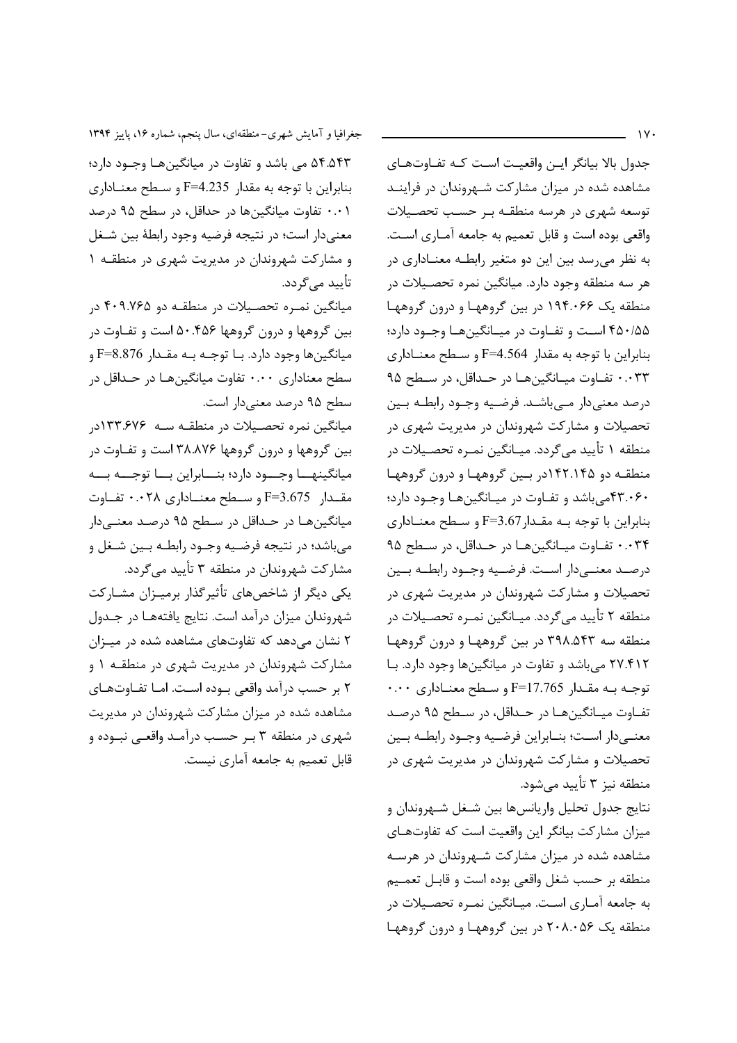جدول بالا بیانگر این واقعیت است که تفاوت‌های مشاهده شده در میزان مشارکت شهروندان در فرایند توسعه شهری در هرسه منطقه بر حسب تحصیلات واقعی بوده است و قابل تعمیم به جامعه آماری است. به نظر می‌رسد بین این دو متغیر رابطه معناداری در هر سه منطقه وجود دارد. میانگین نمره تحصیلات در منطقه یک ۱۹۴.۰۶۶ در بین گروهها و درون گروهها ۴۵۰/۵۵ است و تفاوت در میانگین‌ها وجود دارد؛ بنابراین با توجه به مقدار F=4.564 و سطح معناداری ۰.۰۳۳ تفاوت میانگین‌ها در حداقل، در سطح ۹۵ درصد معنی‌دار می‌باشد. فرضیه وجود رابطه بین تحصیلات و مشارکت شهروندان در مدیریت شهری در منطقه ۱ تأیید می‌گردد. میانگین نمره تحصیلات در منطقه دو ۱۴۲.۱۴۵در بین گروهها و درون گروهها ۴۳.۰۶۰می‌باشد و تفاوت در میانگین‌ها وجود دارد؛ بنابراین با توجه به مقدارF=3.67 و سطح معناداری ۰.۰۳۴ تفاوت میانگین‌ها در حداقل، در سطح ۹۵ درصد معنی‌دار است. فرضیه وجود رابطه بین تحصیلات و مشارکت شهروندان در مدیریت شهری در منطقه ۲ تأیید می‌گردد. میانگین نمره تحصیلات در منطقه سه ۳۹۸.۵۴۳ در بین گروهها و درون گروهها ۲۷.۴۱۲ می‌باشد و تفاوت در میانگین‌ها وجود دارد. با توجه به مقدار F=17.765 و سطح معناداری ۰.۰۰ تفاوت میانگین‌ها در حداقل، در سطح ۹۵ درصد معنی‌دار است؛ بنابراین فرضیه وجود رابطه بین تحصیلات و مشارکت شهروندان در مدیریت شهری در منطقه نیز ۳ تأیید می‌شود.

نتایج جدول تحلیل واریانس‌ها بین شغل شهروندان و میزان مشارکت بیانگر این واقعیت است که تفاوت‌های مشاهده شده در میزان مشارکت شهروندان در هرسه منطقه بر حسب شغل واقعی بوده است و قابل تعمیم به جامعه آماری است. میانگین نمره تحصیلات در منطقه یک ۲۰۸.۰۵۶ در بین گروهها و درون گروهها ۵۴.۵۴۳ می باشد و تفاوت در میانگین‌ها وجود دارد؛ بنابراین با توجه به مقدار F=4.235 و سطح معناداری ۰.۰۱ تفاوت میانگین‌ها در حداقل، در سطح ۹۵ درصد معنی‌دار است؛ در نتیجه فرضیه وجود رابطهٔ بین شغل و مشارکت شهروندان در مدیریت شهری در منطقه ۱ تأیید می‌گردد.

میانگین نمره تحصیلات در منطقه دو ۴۰۹.۷۶۵ در بین گروهها و درون گروهها ۵۰.۴۵۶ است و تفاوت در میانگین‌ها وجود دارد. با توجه به مقدار F=8.876 و سطح معناداری ۰.۰۰ تفاوت میانگین‌ها در حداقل در سطح ۹۵ درصد معنی‌دار است.

میانگین نمره تحصیلات در منطقه سه ۱۳۳.۶۷۶در بین گروهها و درون گروهها ۳۸.۸۷۶ است و تفاوت در میانگینها وجود دارد؛ بنابراین با توجه به مقدار F=3.675 و سطح معناداری ۰.۰۲۸ تفاوت میانگین‌ها در حداقل در سطح ۹۵ درصد معنی‌دار می‌باشد؛ در نتیجه فرضیه وجود رابطه بین شغل و مشارکت شهروندان در منطقه ۳ تأیید می‌گردد.

یکی دیگر از شاخص‌های تأثیرگذار برمیزان مشارکت شهروندان میزان درآمد است. نتایج یافته‌ها در جدول ۲ نشان می‌دهد که تفاوت‌های مشاهده شده در میزان مشارکت شهروندان در مدیریت شهری در منطقه ۱ و ۲ بر حسب درآمد واقعی بوده است. اما تفاوت‌های مشاهده شده در میزان مشارکت شهروندان در مدیریت شهری در منطقه ۳ بر حسب درآمد واقعی نبوده و قابل تعمیم به جامعه آماری نیست.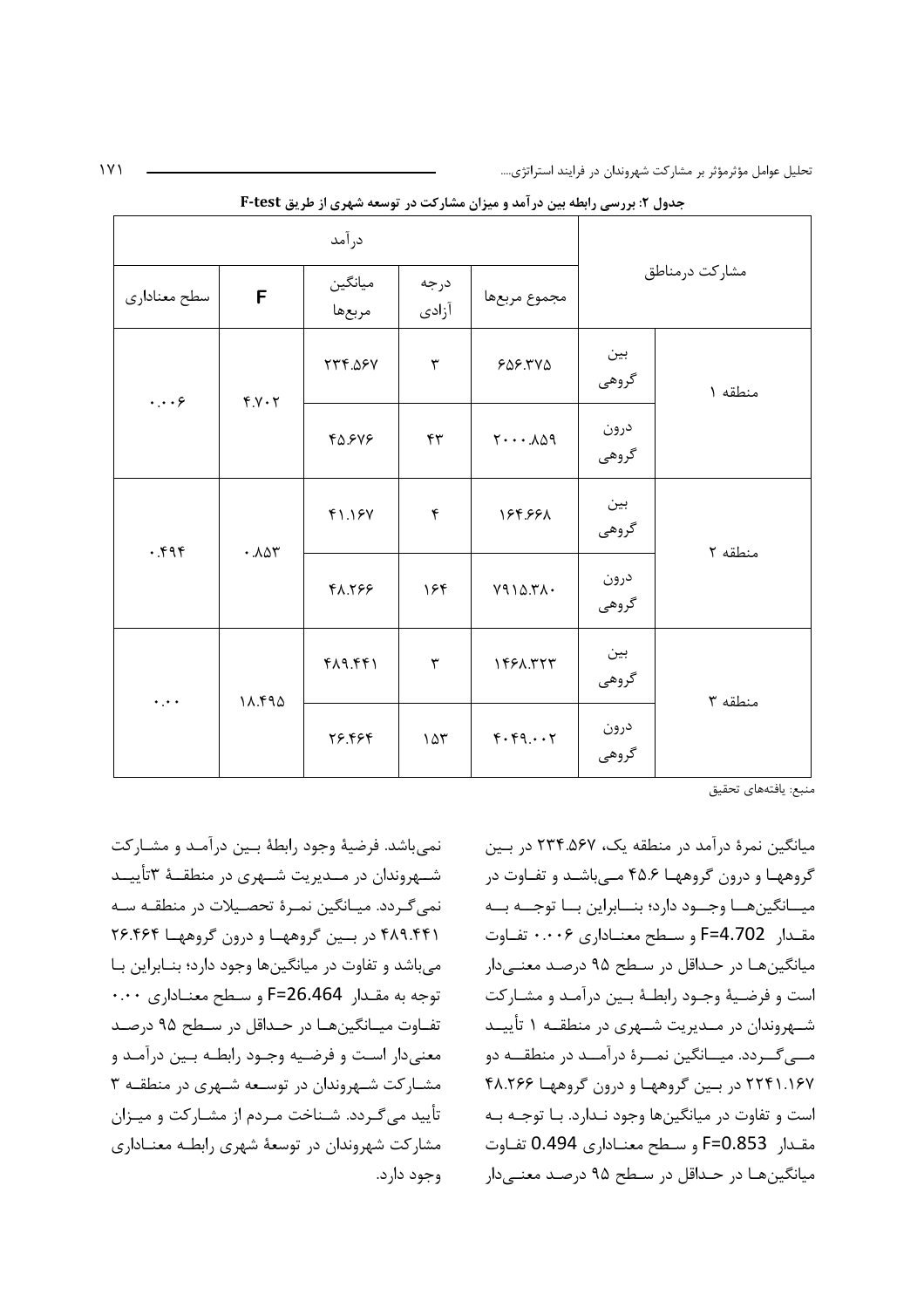**جدول ۲: بررسی رابطه بین درآمد و میزان مشارکت در توسعه شهری از طریق F-test**

| مشارکت درمناطق | | درآمد | | | | |
|---|---|---|---|---|---|---|
| | | مجموع مربع‌ها | درجه آزادی | میانگین مربع‌ها | F | سطح معناداری |
| منطقه ۱ | بین گروهی | ۶۵۶.۳۷۵ | ۳ | ۲۳۴.۵۶۷ | ۴.۷۰۲ | ۰.۰۰۶ |
| | درون گروهی | ۲۰۰۰.۸۵۹ | ۴۳ | ۴۵.۶۷۶ | | |
| منطقه ۲ | بین گروهی | ۱۶۴.۶۶۸ | ۴ | ۴۱.۱۶۷ | ۰.۸۵۳ | ۰.۴۹۴ |
| | درون گروهی | ۷۹۱۵.۳۸۰ | ۱۶۴ | ۴۸.۲۶۶ | | |
| منطقه ۳ | بین گروهی | ۱۴۶۸.۳۲۳ | ۳ | ۴۸۹.۴۴۱ | ۱۸.۴۹۵ | ۰.۰۰ |
| | درون گروهی | ۴۰۴۹.۰۰۲ | ۱۵۳ | ۲۶.۴۶۴ | | |

منبع: یافته‌های تحقیق

میانگین نمرهٔ درآمد در منطقه یک، ۲۳۴.۵۶۷ در بین گروهها و درون گروهها ۴۵.۶ می‌باشد و تفاوت در میانگین‌ها وجود دارد؛ بنابراین با توجه به مقدار F=4.702 و سطح معناداری ۰.۰۰۶ تفاوت میانگین‌ها در حداقل در سطح ۹۵ درصد معنی‌دار است و فرضیهٔ وجود رابطهٔ بین درآمد و مشارکت شهروندان در مدیریت شهری در منطقه ۱ تأیید می‌گردد. میانگین نمرهٔ درآمد در منطقه دو ۲۲۴۱.۱۶۷ در بین گروهها و درون گروهها ۴۸.۲۶۶ است و تفاوت در میانگین‌ها وجود ندارد. با توجه به مقدار F=0.853 و سطح معناداری 0.494 تفاوت میانگین‌ها در حداقل در سطح ۹۵ درصد معنی‌دار نمی‌باشد. فرضیهٔ وجود رابطهٔ بین درآمد و مشارکت شهروندان در مدیریت شهری در منطقهٔ ۳تأیید نمی‌گردد. میانگین نمرهٔ تحصیلات در منطقه سه ۴۸۹.۴۴۱ در بین گروهها و درون گروهها ۲۶.۴۶۴ می‌باشد و تفاوت در میانگین‌ها وجود دارد؛ بنابراین با توجه به مقدار F=26.464 و سطح معناداری ۰.۰۰ تفاوت میانگین‌ها در حداقل در سطح ۹۵ درصد معنی‌دار است و فرضیه وجود رابطه بین درآمد و مشارکت شهروندان در توسعه شهری در منطقه ۳ تأیید می‌گردد. شناخت مردم از مشارکت و میزان مشارکت شهروندان در توسعهٔ شهری رابطه معناداری وجود دارد.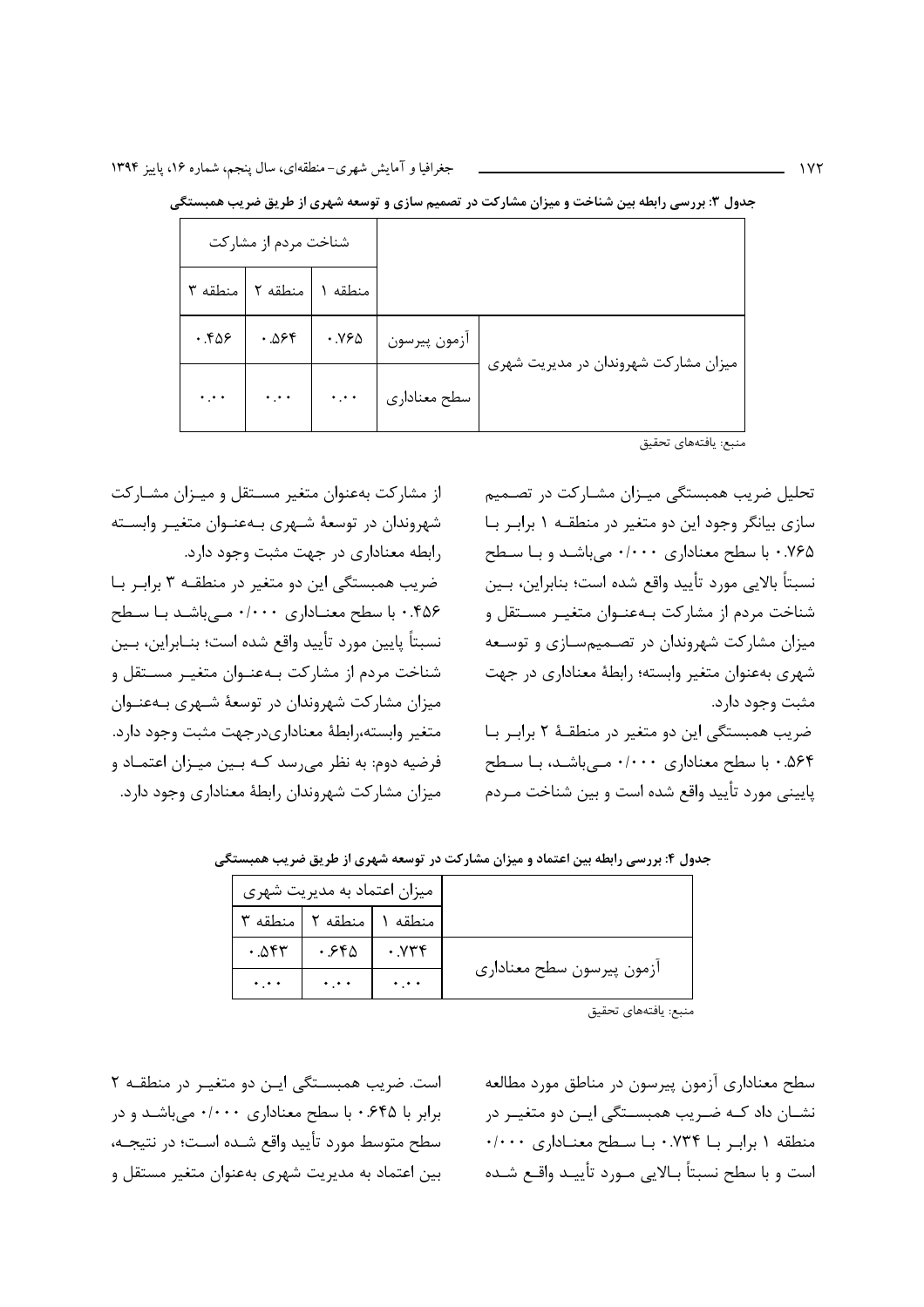**جدول ۳: بررسی رابطه بین شناخت و میزان مشارکت در تصمیم سازی و توسعه شهری از طریق ضریب همبستگی**

| | | شناخت مردم از مشارکت | | |
|---|---|---|---|---|
| | | منطقه ۱ | منطقه ۲ | منطقه ۳ |
| میزان مشارکت شهروندان در مدیریت شهری | آزمون پیرسون | ۰.۷۶۵ | ۰.۵۶۴ | ۰.۴۵۶ |
| | سطح معناداری | ۰.۰۰ | ۰.۰۰ | ۰.۰۰ |

منبع: یافته‌های تحقیق

تحلیل ضریب همبستگی میزان مشارکت در تصمیم سازی بیانگر وجود این دو متغیر در منطقه ۱ برابر با ۰.۷۶۵ با سطح معناداری ۰/۰۰۰ می‌باشد و با سطح نسبتاً بالایی مورد تأیید واقع شده است؛ بنابراین، بین شناخت مردم از مشارکت به‌عنوان متغیر مستقل و میزان مشارکت شهروندان در تصمیم‌سازی و توسعه شهری به‌عنوان متغیر وابسته؛ رابطهٔ معناداری در جهت مثبت وجود دارد.

ضریب همبستگی این دو متغیر در منطقهٔ ۲ برابر با ۰.۵۶۴ با سطح معناداری ۰/۰۰۰ می‌باشد، با سطح پایینی مورد تأیید واقع شده است و بین شناخت مردم از مشارکت به‌عنوان متغیر مستقل و میزان مشارکت شهروندان در توسعهٔ شهری به‌عنوان متغیر وابسته رابطهٔ معناداری در جهت مثبت وجود دارد.

ضریب همبستگی این دو متغیر در منطقه ۳ برابر با ۰.۴۵۶ با سطح معناداری ۰/۰۰۰ می‌باشد با سطح نسبتاً پایین مورد تأیید واقع شده است؛ بنابراین، بین شناخت مردم از مشارکت به‌عنوان متغیر مستقل و میزان مشارکت شهروندان در توسعهٔ شهری به‌عنوان متغیر وابسته،رابطهٔ معناداری‌درجهت مثبت وجود دارد.

فرضیه دوم: به نظر می‌رسد که بین میزان اعتماد و میزان مشارکت شهروندان رابطهٔ معناداری وجود دارد.

**جدول ۴: بررسی رابطه بین اعتماد و میزان مشارکت در توسعه شهری از طریق ضریب همبستگی**

| | میزان اعتماد به مدیریت شهری | | |
|---|---|---|---|
| | منطقه ۱ | منطقه ۲ | منطقه ۳ |
| آزمون پیرسون سطح معناداری | ۰.۷۳۴ | ۰.۶۴۵ | ۰.۵۴۳ |
| | ۰.۰۰ | ۰.۰۰ | ۰.۰۰ |

منبع: یافته‌های تحقیق

سطح معناداری آزمون پیرسون در مناطق مورد مطالعه نشان داد که ضریب همبستگی این دو متغیر در منطقه ۱ برابر با ۰.۷۳۴ با سطح معناداری ۰/۰۰۰ است و با سطح نسبتاً بالایی مورد تأیید واقع شده است. ضریب همبستگی این دو متغیر در منطقه ۲ برابر با ۰.۶۴۵ با سطح معناداری ۰/۰۰۰ می‌باشد و در سطح متوسط مورد تأیید واقع شده است؛ در نتیجه، بین اعتماد به مدیریت شهری به‌عنوان متغیر مستقل و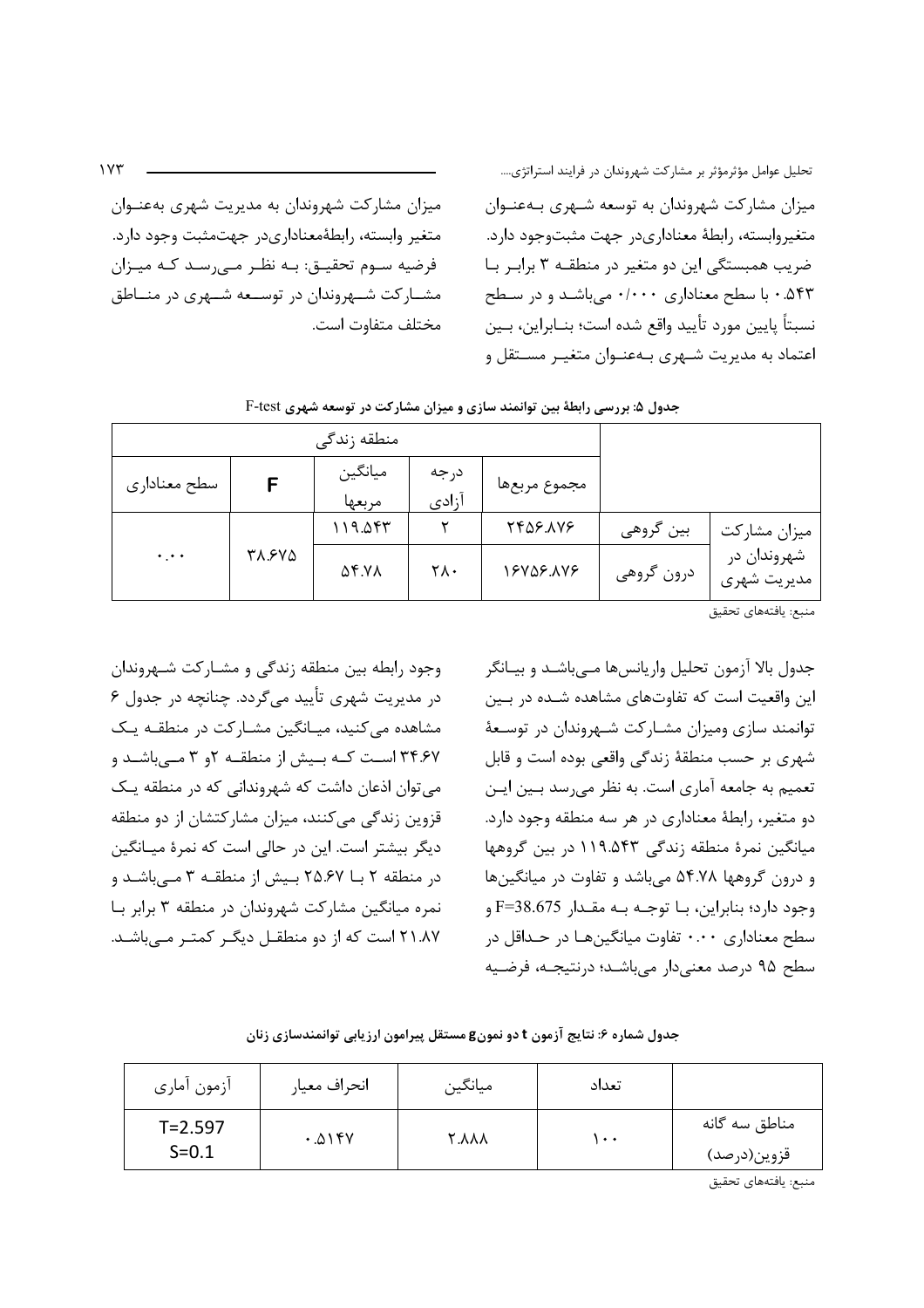میزان مشارکت شهروندان به توسعه شـهری بـه‌عنـوان متغیروابسته، رابطهٔ معناداری‌در جهت مثبت‌وجود دارد. ضریب همبستگی این دو متغیر در منطقـه ۳ برابـر بـا ۰.۵۴۳ با سطح معناداری ۰/۰۰۰ می‌باشـد و در سـطح نسبتاً پایین مورد تأیید واقع شده است؛ بنـابراین، بـین اعتماد به مدیریت شـهری بـه‌عنـوان متغیـر مسـتقل و میزان مشارکت شهروندان به مدیریت شهری به‌عنـوان متغیر وابسته، رابطهٔ‌معناداری‌در جهت‌مثبت وجود دارد.

فرضیه سـوم تحقیـق: بـه نظـر مـی‌رسـد کـه میـزان مشـارکت شـهروندان در توسـعه شـهری در منـاطق مختلف متفاوت است.

**جدول ۵: بررسی رابطهٔ بین توانمند سازی و میزان مشارکت در توسعه شهری F-test**

| | | منطقه زندگی | | | | |
|---|---|---|---|---|---|---|
| | | مجموع مربع‌ها | درجه آزادی | میانگین مربعها | F | سطح معناداری |
| میزان مشارکت شهروندان در مدیریت شهری | بین گروهی | ۲۴۵۶.۸۷۶ | ۲ | ۱۱۹.۵۴۳ | ۳۸.۶۷۵ | ۰.۰۰ |
| | درون گروهی | ۱۶۷۵۶.۸۷۶ | ۲۸۰ | ۵۴.۷۸ | | |

منبع: یافته‌های تحقیق

جدول بالا آزمون تحلیل واریانس‌ها مـی‌باشـد و بیـانگر این واقعیت است که تفاوت‌های مشاهده شـده در بـین توانمند سازی ومیزان مشارکت شـهروندان در توسـعهٔ شهری بر حسب منطقهٔ زندگی واقعی بوده است و قابل تعمیم به جامعه آماری است. به نظر می‌رسد بـین ایـن دو متغیر، رابطهٔ معناداری در هر سه منطقه وجود دارد. میانگین نمرهٔ منطقه زندگی ۱۱۹.۵۴۳ در بین گروهها و درون گروهها ۵۴.۷۸ می‌باشد و تفاوت در میانگین‌ها وجود دارد؛ بنابراین، بـا توجـه بـه مقـدار F=38.675 و سطح معناداری ۰.۰۰ تفاوت میانگین‌هـا در حـداقل در سطح ۹۵ درصد معنی‌دار می‌باشـد؛ درنتیجـه، فرضـیه وجود رابطه بین منطقه زندگی و مشـارکت شـهروندان در مدیریت شهری تأیید می‌گردد. چنانچه در جدول ۶ مشاهده می‌کنید، میـانگین مشـارکت در منطقـه یـک ۳۴.۶۷ اسـت کـه بـیش از منطقـه ۲و ۳ مـی‌باشـد و می‌توان اذعان داشت که شهروندانی که در منطقه یـک قزوین زندگی می‌کنند، میزان مشارکتشان از دو منطقه دیگر بیشتر است. این در حالی است که نمرهٔ میـانگین در منطقه ۲ بـا ۲۵.۶۷ بـیش از منطقـه ۳ مـی‌باشـد و نمره میانگین مشارکت شهروندان در منطقه ۳ برابر بـا ۲۱.۸۷ است که از دو منطقـل دیگـر کمتـر مـی‌باشـد.

**جدول شماره ۶: نتایج آزمون t دو نمونg مستقل پیرامون ارزیابی توانمندسازی زنان**

| | تعداد | میانگین | انحراف معیار | آزمون آماری |
|---|---|---|---|---|
| مناطق سه گانه قزوین(درصد) | ۱۰۰ | ۲.۸۸۸ | ۰.۵۱۴۷ | T=2.597<br>S=0.1 |

منبع: یافته‌های تحقیق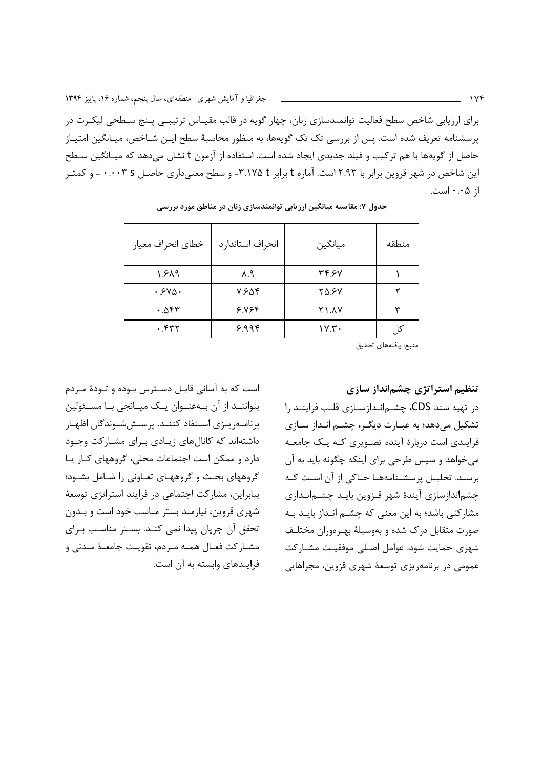برای ارزیابی شاخص سطح فعالیت توانمندسازی زنان، چهار گویه در قالب مقیاس ترتیبی پنج سطحی لیکرت در پرسشنامه تعریف شده است. پس از بررسی تک تک گویه‌ها، به منظور محاسبهٔ سطح این شاخص، میانگین امتیاز حاصل از گویه‌ها با هم ترکیب و فیلد جدیدی ایجاد شده است. استفاده از آزمون t نشان می‌دهد که میانگین سطح این شاخص در شهر قزوین برابر با ۲.۹۳ است. آماره t برابر t ۳.۱۷۵= و سطح معنی‌داری حاصل s ۰.۰۰۳ = و کمتر از ۰.۰۵ است.

**جدول ۷: مقایسه میانگین ارزیابی توانمندسازی زنان در مناطق مورد بررسی**

| منطقه | میانگین | انحراف استاندارد | خطای انحراف معیار |
|---|---|---|---|
| ۱ | ۳۴.۶۷ | ۸.۹ | ۱.۶۸۹ |
| ۲ | ۲۵.۶۷ | ۷.۶۵۴ | ۰.۶۷۵۰ |
| ۳ | ۲۱.۸۷ | ۶.۷۶۴ | ۰.۵۴۳ |
| کل | ۱۷.۳۰ | ۶.۹۹۴ | ۰.۴۳۲ |

منبع: یافته‌های تحقیق

### تنظیم استراتژی چشم‌انداز سازی

در تهیه سند CDS، چشم‌اندازسازی قلب فرایند را تشکیل می‌دهد؛ به عبارت دیگر، چشم انداز سازی فرایندی است دربارهٔ آینده تصویری که یک جامعه می‌خواهد و سپس طرحی برای اینکه چگونه باید به آن برسد. تحلیل پرسشنامه‌ها حاکی از آن است که چشم‌اندازسازی آیندهٔ شهر قزوین باید چشم‌اندازی مشارکتی باشد؛ به این معنی که چشم انداز باید به صورت متقابل درک شده و به‌وسیلهٔ بهره‌وران مختلف شهری حمایت شود. عوامل اصلی موفقیت مشارکت عمومی در برنامه‌ریزی توسعهٔ شهری قزوین، مجراهایی است که به آسانی قابل دسترس بوده و تودهٔ مردم بتوانند از آن به‌عنوان یک میانجی با مسئولین برنامه‌ریزی استفاد کنند. پرسش‌شوندگان اظهار داشته‌اند که کانال‌های زیادی برای مشارکت وجود دارد و ممکن است اجتماعات محلی، گروههای کار یا گروههای بحث و گروههای تعاونی را شامل بشود؛ بنابراین، مشارکت اجتماعی در فرایند استراتژی توسعهٔ شهری قزوین، نیازمند بستر مناسب خود است و بدون تحقق آن جریان پیدا نمی کند. بستر مناسب برای مشارکت فعال همه مردم، تقویت جامعهٔ مدنی و فرایندهای وابسته به آن است.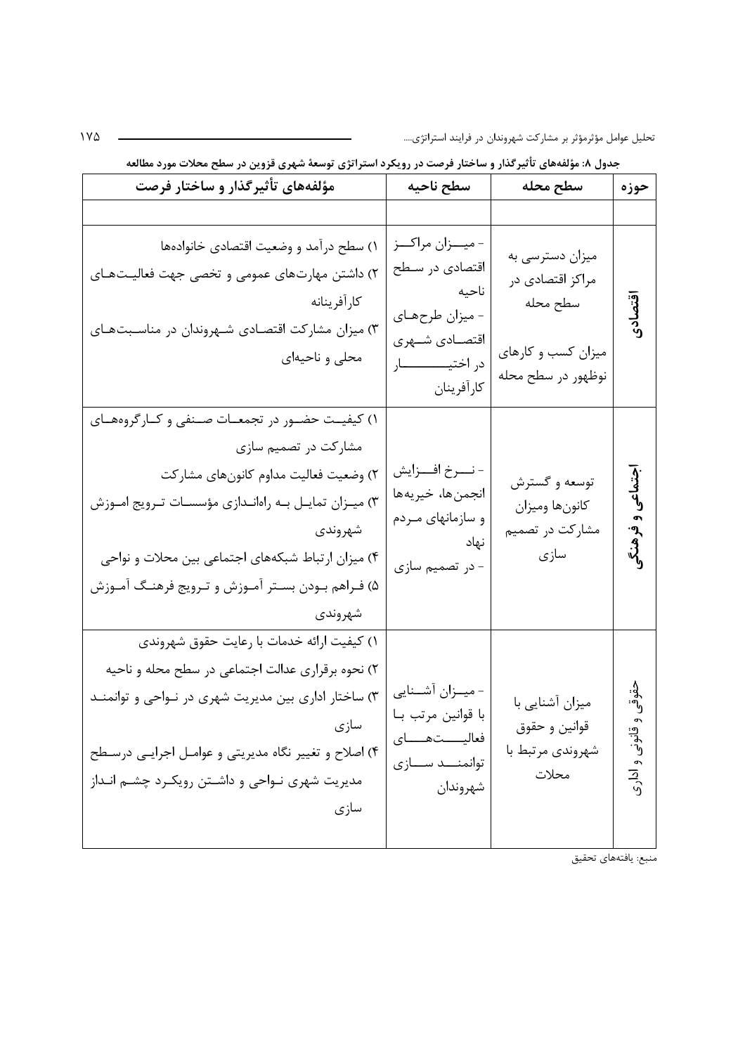**جدول ۸: مؤلفه‌های تأثیرگذار و ساختار فرصت در رویکرد استراتژی توسعهٔ شهری قزوین در سطح محلات مورد مطالعه**

| حوزه | سطح محله | سطح ناحیه | مؤلفه‌های تأثیرگذار و ساختار فرصت |
|---|---|---|---|
| اقتصادی | میزان دسترسی به مراکز اقتصادی در سطح محله<br>میزان کسب و کارهای نوظهور در سطح محله | - میزان مراکز اقتصادی در سطح ناحیه<br>- میزان طرح‌های اقتصادی شهری در اختیار کارآفرینان | ۱) سطح درآمد و وضعیت اقتصادی خانواده‌ها<br>۲) داشتن مهارت‌های عمومی و تخصی جهت فعالیت‌های کارآفرینانه<br>۳) میزان مشارکت اقتصادی شهروندان در مناسبت‌های محلی و ناحیه‌ای |
| اجتماعی و فرهنگی | توسعه و گسترش کانون‌ها ومیزان مشارکت در تصمیم سازی | - نرخ افزایش انجمن‌ها، خیریه‌ها و سازمانهای مردم نهاد<br>- در تصمیم سازی | ۱) کیفیت حضور در تجمعات صنفی و کارگروه‌های مشارکت در تصمیم سازی<br>۲) وضعیت فعالیت مداوم کانون‌های مشارکت<br>۳) میزان تمایل به راه‌اندازی مؤسسات ترویج اموزش شهروندی<br>۴) میزان ارتباط شبکه‌های اجتماعی بین محلات و نواحی<br>۵) فراهم بودن بستر آموزش و ترویج فرهنگ آموزش شهروندی |
| حقوقی و قانونی و اداری | میزان آشنایی با قوانین و حقوق شهروندی مرتبط با محلات | - میزان آشنایی با قوانین مرتب با فعالیت‌های توانمند سازی شهروندان | ۱) کیفیت ارائه خدمات با رعایت حقوق شهروندی<br>۲) نحوه برقراری عدالت اجتماعی در سطح محله و ناحیه<br>۳) ساختار اداری بین مدیریت شهری در نواحی و توانمند سازی<br>۴) اصلاح و تغییر نگاه مدیریتی و عوامل اجرایی درسطح مدیریت شهری نواحی و داشتن رویکرد چشم انداز سازی |

منبع: یافته‌های تحقیق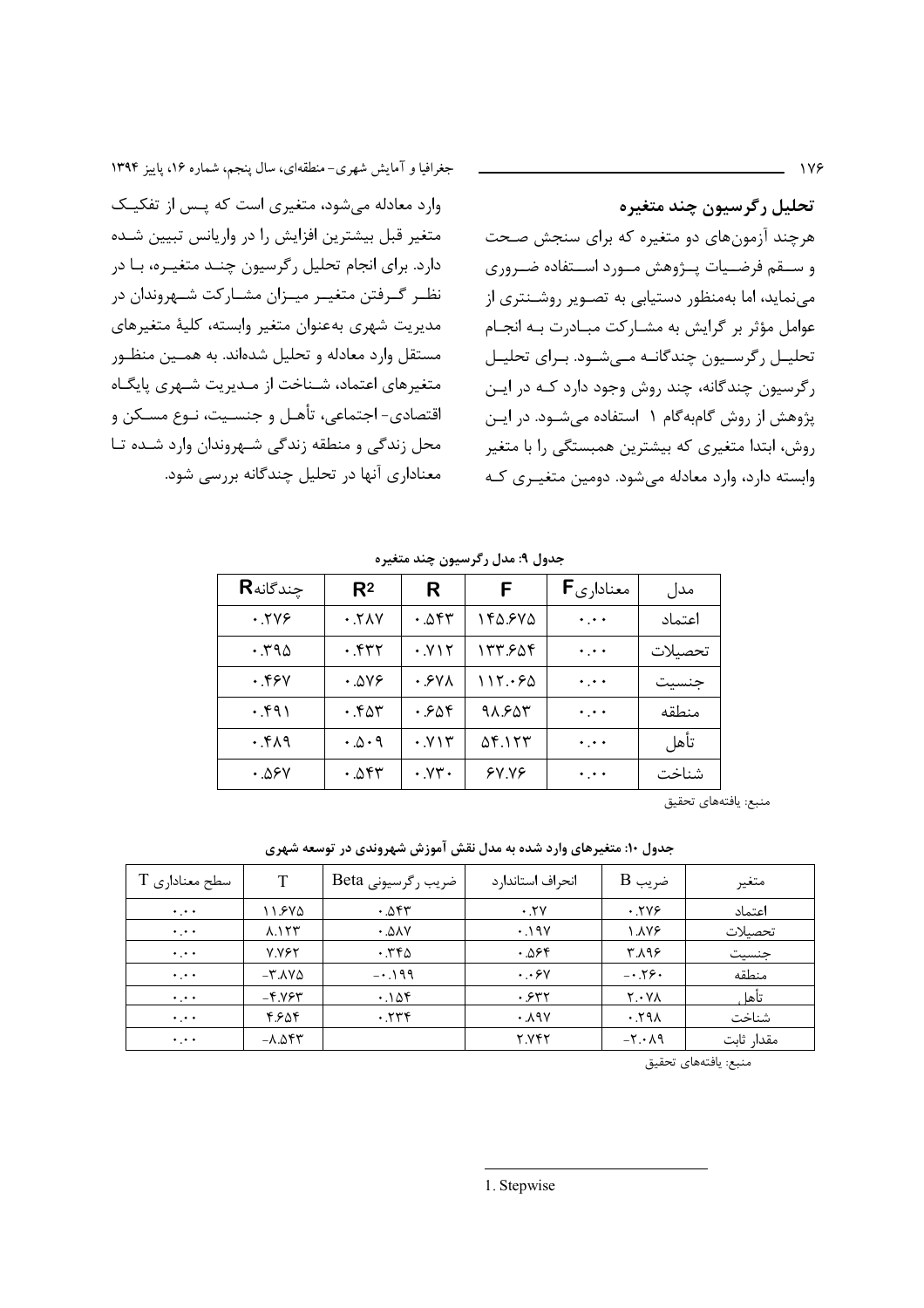## تحلیل رگرسیون چند متغیره

هرچند آزمون‌های دو متغیره که برای سنجش صحت و سقم فرضیات پژوهش مورد استفاده ضروری می‌نماید، اما به‌منظور دستیابی به تصویر روشن‌تری از عوامل مؤثر بر گرایش به مشارکت مبادرت به انجام تحلیل رگرسیون چندگانه می‌شود. برای تحلیل رگرسیون چندگانه، چند روش وجود دارد که در این پژوهش از روش گام‌به‌گام [1] استفاده می‌شود. در این روش، ابتدا متغیری که بیشترین همبستگی را با متغیر وابسته دارد، وارد معادله می‌شود. دومین متغیری که وارد معادله می‌شود، متغیری است که پس از تفکیک متغیر قبل بیشترین افزایش را در واریانس تبیین شده دارد. برای انجام تحلیل رگرسیون چند متغیره، با در نظر گرفتن متغیر میزان مشارکت شهروندان در مدیریت شهری به‌عنوان متغیر وابسته، کلیهٔ متغیرهای مستقل وارد معادله و تحلیل شده‌اند. به همین منظور متغیرهای اعتماد، شناخت از مدیریت شهری پایگاه اقتصادی- اجتماعی، تأهل و جنسیت، نوع مسکن و محل زندگی و منطقه زندگی شهروندان وارد شده تا معناداری آنها در تحلیل چندگانه بررسی شود.

**جدول ۹: مدل رگرسیون چند متغیره**

| مدل | معناداری F | F | R | $R^2$ | چندگانه R |
|---|---|---|---|---|---|
| اعتماد | ۰.۰۰ | ۱۴۵.۶۷۵ | ۰.۵۴۳ | ۰.۲۸۷ | ۰.۲۷۶ |
| تحصیلات | ۰.۰۰ | ۱۳۳.۶۵۴ | ۰.۷۱۲ | ۰.۴۳۲ | ۰.۳۹۵ |
| جنسیت | ۰.۰۰ | ۱۱۲.۰۶۵ | ۰.۶۷۸ | ۰.۵۷۶ | ۰.۴۶۷ |
| منطقه | ۰.۰۰ | ۹۸.۶۵۳ | ۰.۶۵۴ | ۰.۴۵۳ | ۰.۴۹۱ |
| تأهل | ۰.۰۰ | ۵۴.۱۲۳ | ۰.۷۱۳ | ۰.۵۰۹ | ۰.۴۸۹ |
| شناخت | ۰.۰۰ | ۶۷.۷۶ | ۰.۷۳۰ | ۰.۵۴۳ | ۰.۵۶۷ |

منبع: یافته‌های تحقیق

**جدول ۱۰: متغیرهای وارد شده به مدل نقش آموزش شهروندی در توسعه شهری**

| متغیر | ضریب B | انحراف استاندارد | ضریب رگرسیونی Beta | T | سطح معناداری T |
|---|---|---|---|---|---|
| اعتماد | ۰.۲۷۶ | ۰.۲۷ | ۰.۵۴۳ | ۱۱.۶۷۵ | ۰.۰۰ |
| تحصیلات | ۱.۸۷۶ | ۰.۱۹۷ | ۰.۵۸۷ | ۸.۱۲۳ | ۰.۰۰ |
| جنسیت | ۳.۸۹۶ | ۰.۵۶۴ | ۰.۳۴۵ | ۷.۷۶۲ | ۰.۰۰ |
| منطقه | -۰.۲۶۰ | ۰.۰۶۷ | -۰.۱۹۹ | -۳.۸۷۵ | ۰.۰۰ |
| تأهل | ۲.۰۷۸ | ۰.۶۳۲ | ۰.۱۵۴ | -۴.۷۶۳ | ۰.۰۰ |
| شناخت | ۰.۲۹۸ | ۰.۸۹۷ | ۰.۲۳۴ | ۴.۶۵۴ | ۰.۰۰ |
| مقدار ثابت | -۲.۰۸۹ | ۲.۷۴۲ | | -۸.۵۴۳ | ۰.۰۰ |

منبع: یافته‌های تحقیق

---

1. Stepwise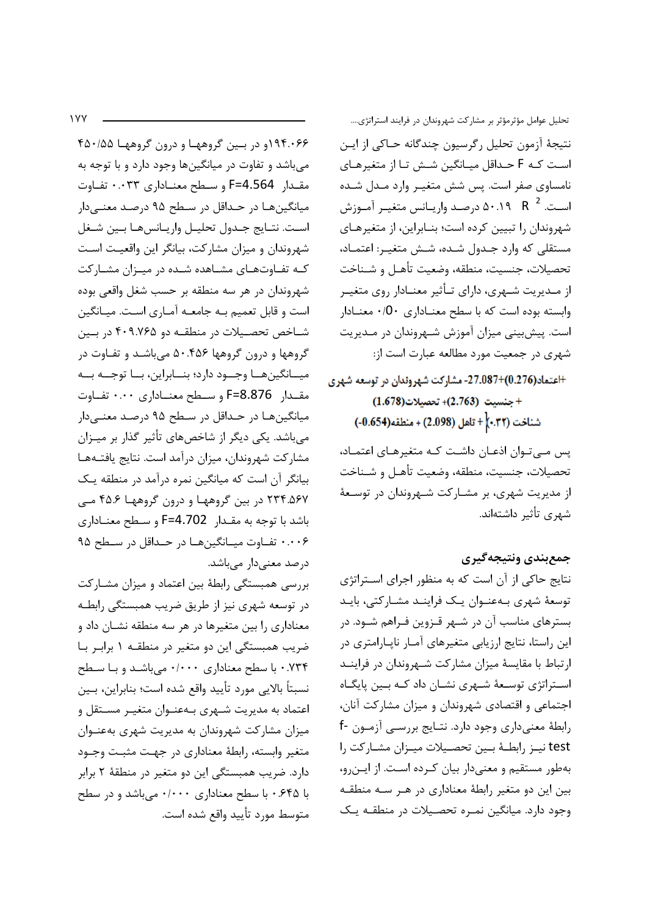نتیجهٔ آزمون تحلیل رگرسیون چندگانه حاکی از این است که F حداقل میانگین شش تا از متغیرهای نامساوی صفر است. پس شش متغیر وارد مدل شده است. $R^2$ ۵۰.۱۹ درصد واریانس متغیر آموزش شهروندان را تبیین کرده است؛ بنابراین، از متغیرهای مستقلی که وارد جدول شده، شش متغیر: اعتماد، تحصیلات، جنسیت، منطقه، وضعیت تأهل و شناخت از مدیریت شهری، دارای تأثیر معنادار روی متغیر وابسته بوده است که با سطح معناداری ۰/۵۰ معنادار است. پیش‌بینی میزان آموزش شهروندان در مدیریت شهری در جمعیت مورد مطالعه عبارت است از:

**+اعتماد(0.276)+27.087- مشارکت شهروندان در توسعه شهری + جنسیت (2.763)+ تحصیلات(1.678) شناخت (۰.۳۲) + تاهل (2.098) + منطقه(0.654-)**

پس می‌توان اذعان داشت که متغیرهای اعتماد، تحصیلات، جنسیت، منطقه، وضعیت تأهل و شناخت از مدیریت شهری، بر مشارکت شهروندان در توسعهٔ شهری تأثیر داشته‌اند.

## جمع‌بندی ونتیجه‌گیری

نتایج حاکی از آن است که به منظور اجرای استراتژی توسعهٔ شهری به‌عنوان یک فرایند مشارکتی، باید بسترهای مناسب آن در شهر قزوین فراهم شود. در این راستا، نتایج ارزیابی متغیرهای آمار ناپارامتری در ارتباط با مقایسهٔ میزان مشارکت شهروندان در فرایند استراتژی توسعهٔ شهری نشان داد که بین پایگاه اجتماعی و اقتصادی شهروندان و میزان مشارکت آنان، رابطهٔ معنی‌داری وجود دارد. نتایج بررسی آزمون f-test نیز رابطهٔ بین تحصیلات میزان مشارکت را به‌طور مستقیم و معنی‌دار بیان کرده است. از این‌رو، بین این دو متغیر رابطهٔ معناداری در هر سه منطقه وجود دارد. میانگین نمره تحصیلات در منطقه یک ۱۹۴.۰۶۶و در بین گروهها و درون گروهها ۴۵۰/۵۵ می‌باشد و تفاوت در میانگین‌ها وجود دارد و با توجه به مقدار F=4.564 و سطح معناداری ۰.۰۳۳ تفاوت میانگین‌ها در حداقل در سطح ۹۵ درصد معنی‌دار است. نتایج جدول تحلیل واریانس‌ها بین شغل شهروندان و میزان مشارکت، بیانگر این واقعیت است که تفاوت‌های مشاهده شده در میزان مشارکت شهروندان در هر سه منطقه بر حسب شغل واقعی بوده است و قابل تعمیم به جامعه آماری است. میانگین شاخص تحصیلات در منطقه دو ۴۰۹.۷۶۵ در بین گروهها و درون گروهها ۵۰.۴۵۶ می‌باشد و تفاوت در میانگین‌ها وجود دارد؛ بنابراین، با توجه به مقدار F=8.876 و سطح معناداری ۰.۰۰ تفاوت میانگین‌ها در حداقل در سطح ۹۵ درصد معنی‌دار می‌باشد. یکی دیگر از شاخص‌های تأثیر گذار بر میزان مشارکت شهروندان، میزان درآمد است. نتایج یافته‌ها بیانگر آن است که میانگین نمره درآمد در منطقه یک ۲۳۴.۵۶۷ در بین گروهها و درون گروهها ۴۵.۶ می باشد با توجه به مقدار F=4.702 و سطح معناداری ۰.۰۰۶ تفاوت میانگین‌ها در حداقل در سطح ۹۵ درصد معنی‌دار می‌باشد.

بررسی همبستگی رابطهٔ بین اعتماد و میزان مشارکت در توسعه شهری نیز از طریق ضریب همبستگی رابطه معناداری را بین متغیرها در هر سه منطقه نشان داد و ضریب همبستگی این دو متغیر در منطقه ۱ برابر با ۰.۷۳۴ با سطح معناداری ۰/۰۰۰ می‌باشد و با سطح نسبتاً بالایی مورد تأیید واقع شده است؛ بنابراین، بین اعتماد به مدیریت شهری به‌عنوان متغیر مستقل و میزان مشارکت شهروندان به مدیریت شهری به‌عنوان متغیر وابسته، رابطهٔ معناداری در جهت مثبت وجود دارد. ضریب همبستگی این دو متغیر در منطقهٔ ۲ برابر با ۰.۶۴۵ با سطح معناداری ۰/۰۰۰ می‌باشد و در سطح متوسط مورد تأیید واقع شده است.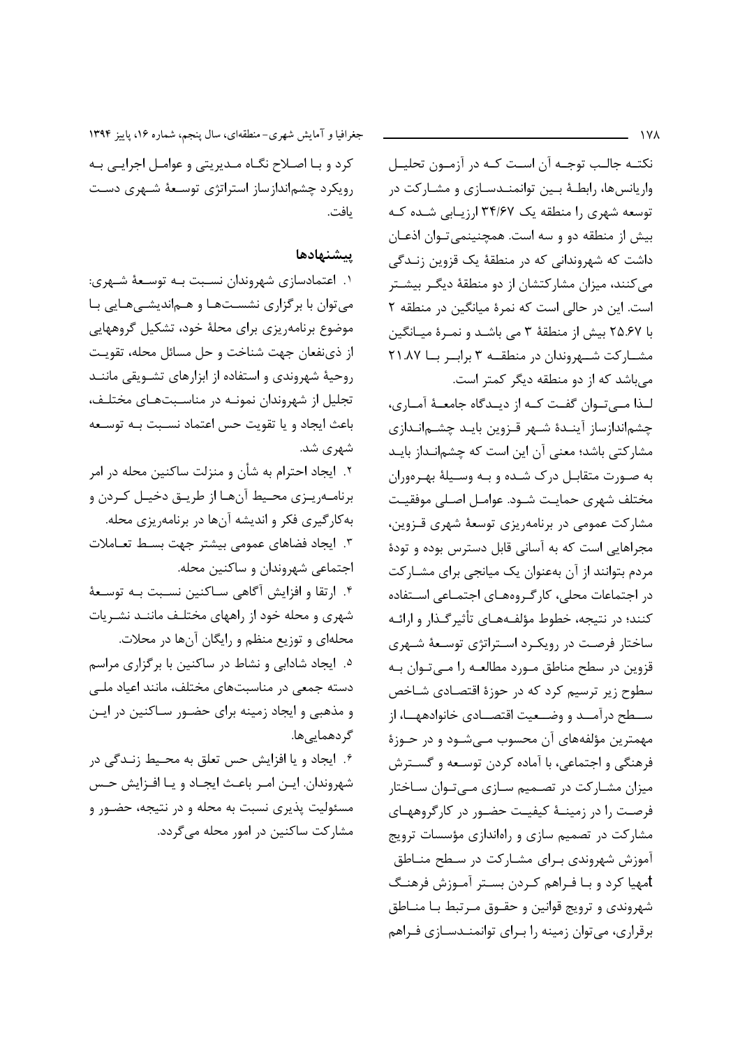نکته جالب توجه آن است که در آزمون تحلیل واریانس‌ها، رابطهٔ بین توانمندسازی و مشارکت در توسعه شهری را منطقه یک ۳۴/۶۷ ارزیابی شده که بیش از منطقه دو و سه است. همچنین‌می‌توان اذعان داشت که شهروندانی که در منطقهٔ یک قزوین زندگی می‌کنند، میزان مشارکتشان از دو منطقهٔ دیگر بیشتر است. این در حالی است که نمرهٔ میانگین در منطقه ۲ با ۲۵.۶۷ بیش از منطقهٔ ۳ می باشد و نمرهٔ میانگین مشارکت شهروندان در منطقه ۳ برابر با ۲۱.۸۷ می‌باشد که از دو منطقه دیگر کمتر است.

لذا می‌توان گفت که از دیدگاه جامعهٔ آماری، چشم‌اندازساز آیندهٔ شهر قزوین باید چشم‌اندازی مشارکتی باشد؛ معنی آن این است که چشم‌انداز باید به صورت متقابل درک شده و به وسیلهٔ بهره‌وران مختلف شهری حمایت شود. عوامل اصلی موفقیت مشارکت عمومی در برنامه‌ریزی توسعهٔ شهری قزوین، مجراهایی است که به آسانی قابل دسترس بوده و تودهٔ مردم بتوانند از آن به‌عنوان یک میانجی برای مشارکت در اجتماعات محلی، کارگروه‌های اجتماعی استفاده کنند؛ در نتیجه، خطوط مؤلفه‌های تأثیرگذار و ارائه ساختار فرصت در رویکرد استراتژی توسعهٔ شهری قزوین در سطح مناطق مورد مطالعه را می‌توان به سطوح زیر ترسیم کرد که در حوزهٔ اقتصادی شاخص سطح درآمد و وضعیت اقتصادی خانوادهها، از مهمترین مؤلفه‌های آن محسوب می‌شود و در حوزهٔ فرهنگی و اجتماعی، با آماده کردن توسعه و گسترش میزان مشارکت در تصمیم سازی می‌توان ساختار فرصت را در زمینهٔ کیفیت حضور در کارگروههای مشارکت در تصمیم سازی و راه‌اندازی مؤسسات ترویج آموزش شهروندی برای مشارکت در سطح مناطق مهیا کرد و با فراهم کردن بستر آموزش فرهنگ شهروندی و ترویج قوانین و حقوق مرتبط با مناطق برقراری، می‌توان زمینه را برای توانمندسازی فراهم کرد و با اصلاح نگاه مدیریتی و عوامل اجرایی به رویکرد چشم‌اندازساز استراتژی توسعهٔ شهری دست یافت.

## پیشنهادها

۱. اعتمادسازی شهروندان نسبت به توسعهٔ شهری: می‌توان با برگزاری نشست‌ها و هم‌اندیشی‌هایی با موضوع برنامه‌ریزی برای محلهٔ خود، تشکیل گروههایی از ذی‌نفعان جهت شناخت و حل مسائل محله، تقویت روحیهٔ شهروندی و استفاده از ابزارهای تشویقی مانند تجلیل از شهروندان نمونه در مناسبت‌های مختلف، باعث ایجاد و یا تقویت حس اعتماد نسبت به توسعه شهری شد.

۲. ایجاد احترام به شأن و منزلت ساکنین محله در امر برنامه‌ریزی محیط آن‌ها از طریق دخیل کردن و به‌کارگیری فکر و اندیشه آن‌ها در برنامه‌ریزی محله.

۳. ایجاد فضاهای عمومی بیشتر جهت بسط تعاملات اجتماعی شهروندان و ساکنین محله.

۴. ارتقا و افزایش آگاهی ساکنین نسبت به توسعهٔ شهری و محله خود از راههای مختلف مانند نشریات محله‌ای و توزیع منظم و رایگان آن‌ها در محلات.

۵. ایجاد شادابی و نشاط در ساکنین با برگزاری مراسم دسته جمعی در مناسبت‌های مختلف، مانند اعیاد ملی و مذهبی و ایجاد زمینه برای حضور ساکنین در این گردهمایی‌ها.

۶. ایجاد و یا افزایش حس تعلق به محیط زندگی در شهروندان. این امر باعث ایجاد و یا افزایش حس مسئولیت پذیری نسبت به محله و در نتیجه، حضور و مشارکت ساکنین در امور محله می‌گردد.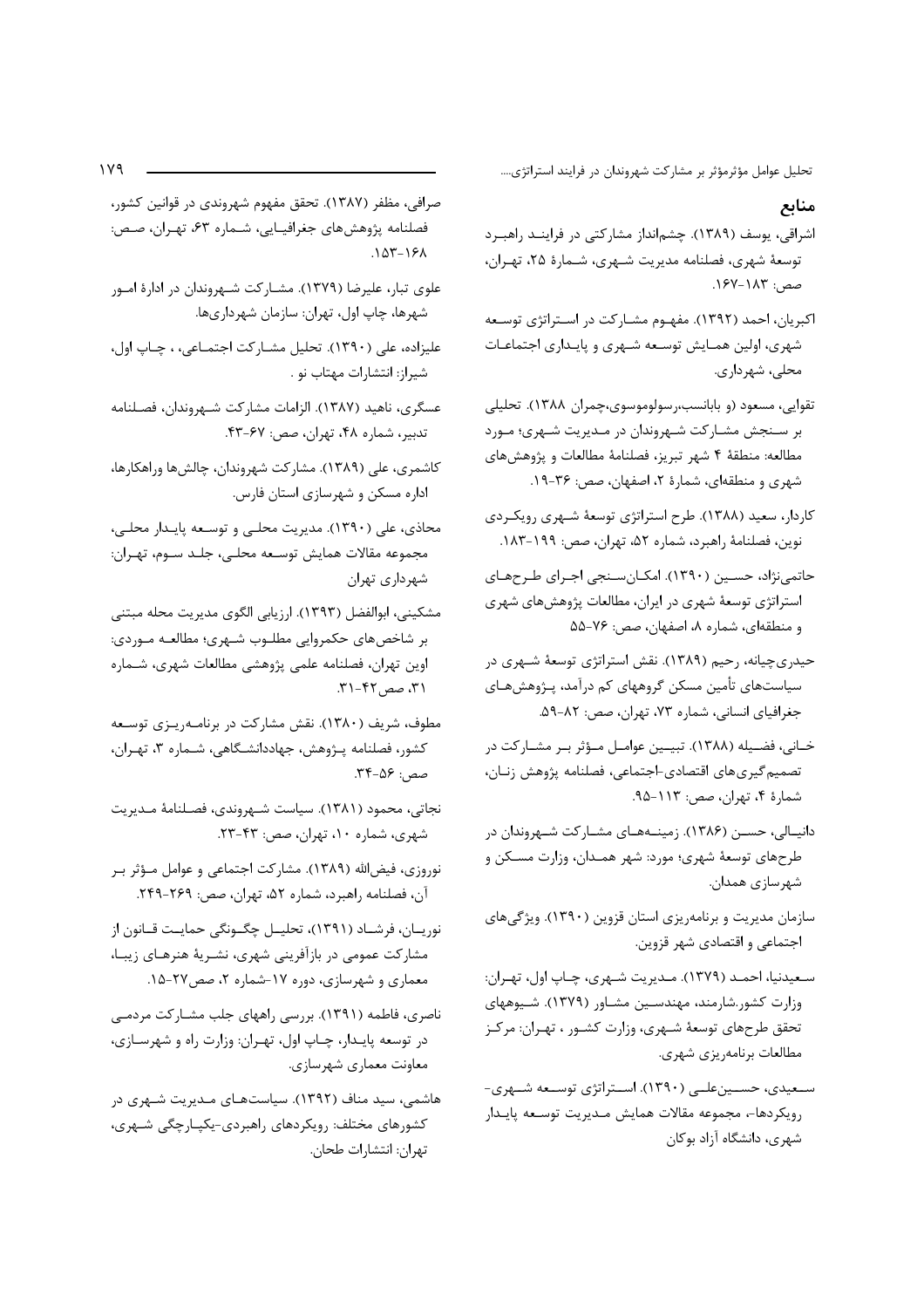## منابع

اشراقی، یوسف (۱۳۸۹). چشم‌انداز مشارکتی در فرایند راهبرد توسعهٔ شهری، فصلنامه مدیریت شهری، شمارهٔ ۲۵، تهران، صص: ۱۸۳-۱۶۷.

اکبریان، احمد (۱۳۹۲). مفهوم مشارکت در استراتژی توسعه شهری، اولین همایش توسعه شهری و پایداری اجتماعات محلی، شهرداری.

تقوایی، مسعود (و بابانسب،رسولموسوی،چمران ۱۳۸۸). تحلیلی بر سنجش مشارکت شهروندان در مدیریت شهری؛ مورد مطالعه: منطقهٔ ۴ شهر تبریز، فصلنامهٔ مطالعات و پژوهش‌های شهری و منطقه‌ای، شمارهٔ ۲، اصفهان، صص: ۳۶-۱۹.

کاردار، سعید (۱۳۸۸). طرح استراتژی توسعهٔ شهری رویکردی نوین، فصلنامهٔ راهبرد، شماره ۵۲، تهران، صص: ۱۹۹-۱۸۳.

حاتمی‌نژاد، حسین (۱۳۹۰). امکان‌سنجی اجرای طرح‌های استراتژی توسعهٔ شهری در ایران، مطالعات پژوهش‌های شهری و منطقه‌ای، شماره ۸، اصفهان، صص: ۷۶-۵۵

حیدری‌چیانه، رحیم (۱۳۸۹). نقش استراتژی توسعهٔ شهری در سیاست‌های تأمین مسکن گروههای کم درآمد، پژوهش‌های جغرافیای انسانی، شماره ۷۳، تهران، صص: ۸۲-۵۹.

خانی، فضیله (۱۳۸۸). تبیین عوامل مؤثر بر مشارکت در تصمیم‌گیری‌های اقتصادی-اجتماعی، فصلنامه پژوهش زنان، شمارهٔ ۴، تهران، صص: ۱۱۳-۹۵.

دانیالی، حسن (۱۳۸۶). زمینه‌های مشارکت شهروندان در طرح‌های توسعهٔ شهری؛ مورد: شهر همدان، وزارت مسکن و شهرسازی همدان.

سازمان مدیریت و برنامه‌ریزی استان قزوین (۱۳۹۰). ویژگی‌های اجتماعی و اقتصادی شهر قزوین.

سعیدنیا، احمد (۱۳۷۹). مدیریت شهری، چاپ اول، تهران: وزارت کشور.شارمند، مهندسین مشاور (۱۳۷۹). شیوههای تحقق طرح‌های توسعهٔ شهری، وزارت کشور ، تهران: مرکز مطالعات برنامه‌ریزی شهری.

سعیدی، حسین‌علی (۱۳۹۰). استراتژی توسعه شهری-رویکردها-، مجموعه مقالات همایش مدیریت توسعه پایدار شهری، دانشگاه آزاد بوکان

صرافی، مظفر (۱۳۸۷). تحقق مفهوم شهروندی در قوانین کشور، فصلنامه پژوهش‌های جغرافیایی، شماره ۶۳، تهران، صص: ۱۶۸-۱۵۳.

علوی تبار، علیرضا (۱۳۷۹). مشارکت شهروندان در ادارهٔ امور شهرها، چاپ اول، تهران: سازمان شهرداری‌ها.

علیزاده، علی (۱۳۹۰). تحلیل مشارکت اجتماعی، ، چاپ اول، شیراز: انتشارات مهتاب نو .

عسگری، ناهید (۱۳۸۷). الزامات مشارکت شهروندان، فصلنامه تدبیر، شماره ۴۸، تهران، صص: ۶۷-۴۳.

کاشمری، علی (۱۳۸۹). مشارکت شهروندان، چالش‌ها وراهکارها، اداره مسکن و شهرسازی استان فارس.

محاذی، علی (۱۳۹۰). مدیریت محلی و توسعه پایدار محلی، مجموعه مقالات همایش توسعه محلی، جلد سوم، تهران: شهرداری تهران

مشکینی، ابوالفضل (۱۳۹۳). ارزیابی الگوی مدیریت محله مبتنی بر شاخص‌های حکمروایی مطلوب شهری؛ مطالعه موردی: اوین تهران، فصلنامه علمی پژوهشی مطالعات شهری، شماره ۳۱، صص۴۲-۳۱.

مطوف، شریف (۱۳۸۰). نقش مشارکت در برنامه‌ریزی توسعه کشور، فصلنامه پژوهش، جهاددانشگاهی، شماره ۳، تهران، صص: ۵۶-۳۴.

نجاتی، محمود (۱۳۸۱). سیاست شهروندی، فصلنامهٔ مدیریت شهری، شماره ۱۰، تهران، صص: ۴۳-۲۳.

نوروزی، فیض‌الله (۱۳۸۹). مشارکت اجتماعی و عوامل مؤثر بر آن، فصلنامه راهبرد، شماره ۵۲، تهران، صص: ۲۶۹-۲۴۹.

نوریان، فرشاد (۱۳۹۱)، تحلیل چگونگی حمایت قانون از مشارکت عمومی در بازآفرینی شهری، نشریهٔ هنرهای زیبا، معماری و شهرسازی، دوره ۱۷-شماره ۲، صص۲۷-۱۵.

ناصری، فاطمه (۱۳۹۱). بررسی راههای جلب مشارکت مردمی در توسعه پایدار، چاپ اول، تهران: وزارت راه و شهرسازی، معاونت معماری شهرسازی.

هاشمی، سید مناف (۱۳۹۲). سیاست‌های مدیریت شهری در کشورهای مختلف: رویکردهای راهبردی-یکپارچگی شهری، تهران: انتشارات طحان.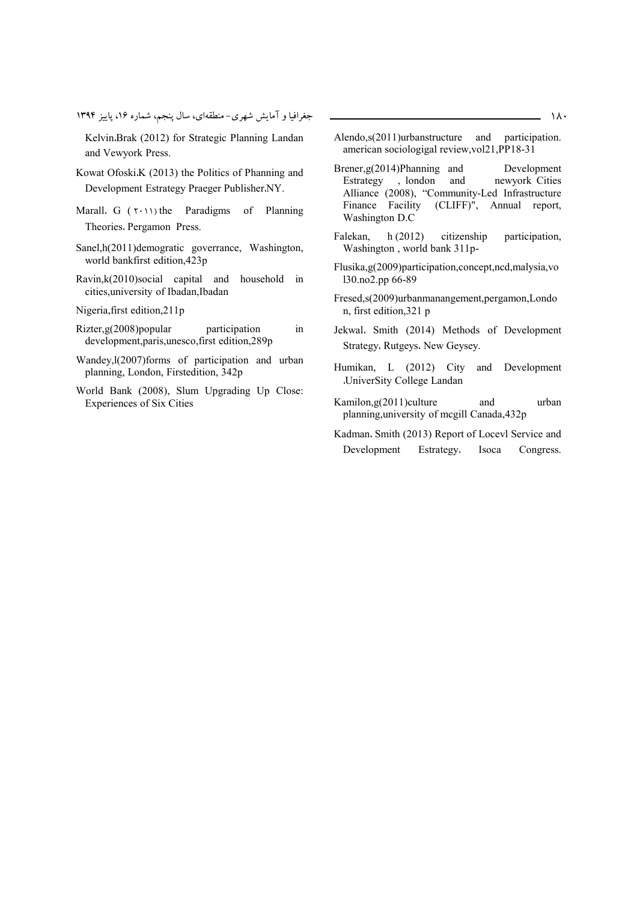Kelvin.Brak (2012) for Strategic Planning Landan and Vewyork Press.

Kowat Ofoski.K (2013) the Politics of Phanning and Development Estrategy Praeger Publisher.NY.

Marall، G (۲۰۱۱) the Paradigms of Planning Theories، Pergamon Press.

Sanel,h(2011)demogratic goverrance, Washington, world bankfirst edition,423p

Ravin,k(2010)social capital and household in cities,university of Ibadan,Ibadan

Nigeria,first edition,211p

Rizter,g(2008)popular participation in development,paris,unesco,first edition,289p

Wandey,l(2007)forms of participation and urban planning, London, Firstedition, 342p

World Bank (2008), Slum Upgrading Up Close: Experiences of Six Cities

Alendo,s(2011)urbanstructure and participation. american sociologigal review,vol21,PP18-31

Brener,g(2014)Phanning and Development Estrategy , london and newyork Cities Alliance (2008), "Community-Led Infrastructure Finance Facility (CLIFF)", Annual report, Washington D.C

Falekan, h (2012) citizenship participation, Washington , world bank 311p-

Flusika,g(2009)participation,concept,ncd,malysia,vol30.no2.pp 66-89

Fresed,s(2009)urbanmanangement,pergamon,London, first edition,321 p

Jekwal، Smith (2014) Methods of Development Strategy، Rutgeys، New Geysey.

Humikan, L (2012) City and Development .UniverSity College Landan

Kamilon,g(2011)culture and urban planning,university of mcgill Canada,432p

Kadman، Smith (2013) Report of Locevl Service and Development Estrategy، Isoca Congress.